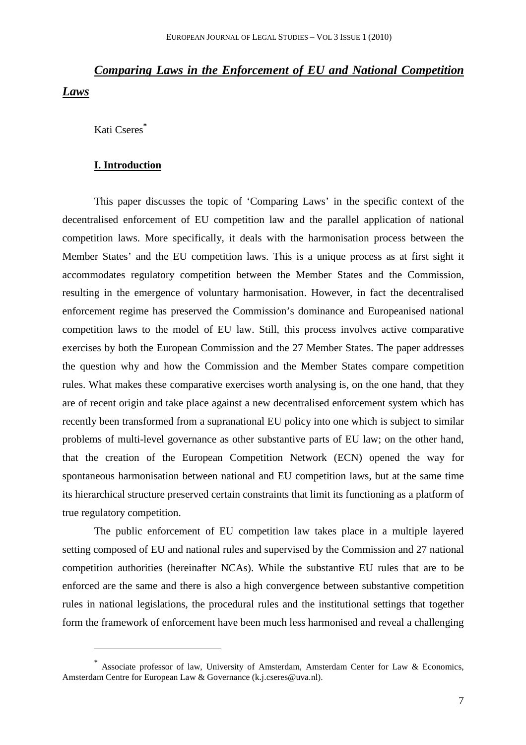# *Comparing Laws in the Enforcement of EU and National Competition Laws*

Kati Cseres[*]

## I. Introduction

This paper discusses the topic of 'Comparing Laws' in the specific context of the decentralised enforcement of EU competition law and the parallel application of national competition laws. More specifically, it deals with the harmonisation process between the Member States' and the EU competition laws. This is a unique process as at first sight it accommodates regulatory competition between the Member States and the Commission, resulting in the emergence of voluntary harmonisation. However, in fact the decentralised enforcement regime has preserved the Commission's dominance and Europeanised national competition laws to the model of EU law. Still, this process involves active comparative exercises by both the European Commission and the 27 Member States. The paper addresses the question why and how the Commission and the Member States compare competition rules. What makes these comparative exercises worth analysing is, on the one hand, that they are of recent origin and take place against a new decentralised enforcement system which has recently been transformed from a supranational EU policy into one which is subject to similar problems of multi-level governance as other substantive parts of EU law; on the other hand, that the creation of the European Competition Network (ECN) opened the way for spontaneous harmonisation between national and EU competition laws, but at the same time its hierarchical structure preserved certain constraints that limit its functioning as a platform of true regulatory competition.

The public enforcement of EU competition law takes place in a multiple layered setting composed of EU and national rules and supervised by the Commission and 27 national competition authorities (hereinafter NCAs). While the substantive EU rules that are to be enforced are the same and there is also a high convergence between substantive competition rules in national legislations, the procedural rules and the institutional settings that together form the framework of enforcement have been much less harmonised and reveal a challenging

---

[*] Associate professor of law, University of Amsterdam, Amsterdam Center for Law & Economics, Amsterdam Centre for European Law & Governance (k.j.cseres@uva.nl).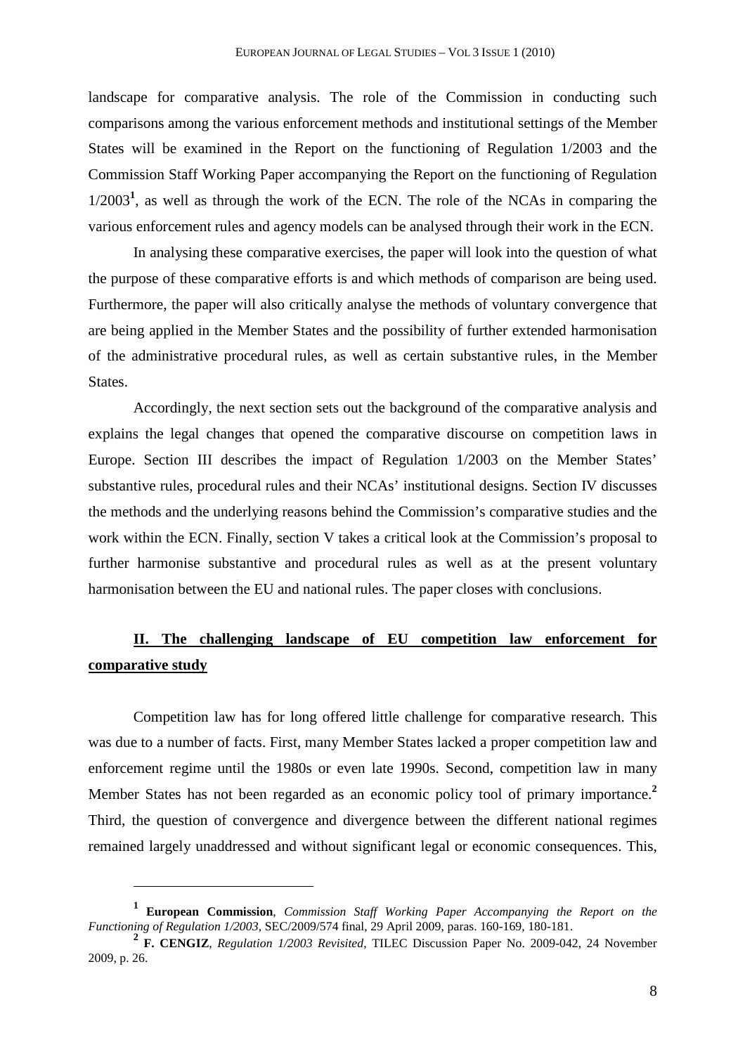landscape for comparative analysis. The role of the Commission in conducting such comparisons among the various enforcement methods and institutional settings of the Member States will be examined in the Report on the functioning of Regulation 1/2003 and the Commission Staff Working Paper accompanying the Report on the functioning of Regulation 1/2003[1], as well as through the work of the ECN. The role of the NCAs in comparing the various enforcement rules and agency models can be analysed through their work in the ECN.

In analysing these comparative exercises, the paper will look into the question of what the purpose of these comparative efforts is and which methods of comparison are being used. Furthermore, the paper will also critically analyse the methods of voluntary convergence that are being applied in the Member States and the possibility of further extended harmonisation of the administrative procedural rules, as well as certain substantive rules, in the Member States.

Accordingly, the next section sets out the background of the comparative analysis and explains the legal changes that opened the comparative discourse on competition laws in Europe. Section III describes the impact of Regulation 1/2003 on the Member States' substantive rules, procedural rules and their NCAs' institutional designs. Section IV discusses the methods and the underlying reasons behind the Commission's comparative studies and the work within the ECN. Finally, section V takes a critical look at the Commission's proposal to further harmonise substantive and procedural rules as well as at the present voluntary harmonisation between the EU and national rules. The paper closes with conclusions.

## II. The challenging landscape of EU competition law enforcement for comparative study

Competition law has for long offered little challenge for comparative research. This was due to a number of facts. First, many Member States lacked a proper competition law and enforcement regime until the 1980s or even late 1990s. Second, competition law in many Member States has not been regarded as an economic policy tool of primary importance.[2] Third, the question of convergence and divergence between the different national regimes remained largely unaddressed and without significant legal or economic consequences. This,

---

[1] **European Commission**, *Commission Staff Working Paper Accompanying the Report on the Functioning of Regulation 1/2003*, SEC/2009/574 final, 29 April 2009, paras. 160-169, 180-181.

[2] **F. CENGIZ**, *Regulation 1/2003 Revisited*, TILEC Discussion Paper No. 2009-042, 24 November 2009, p. 26.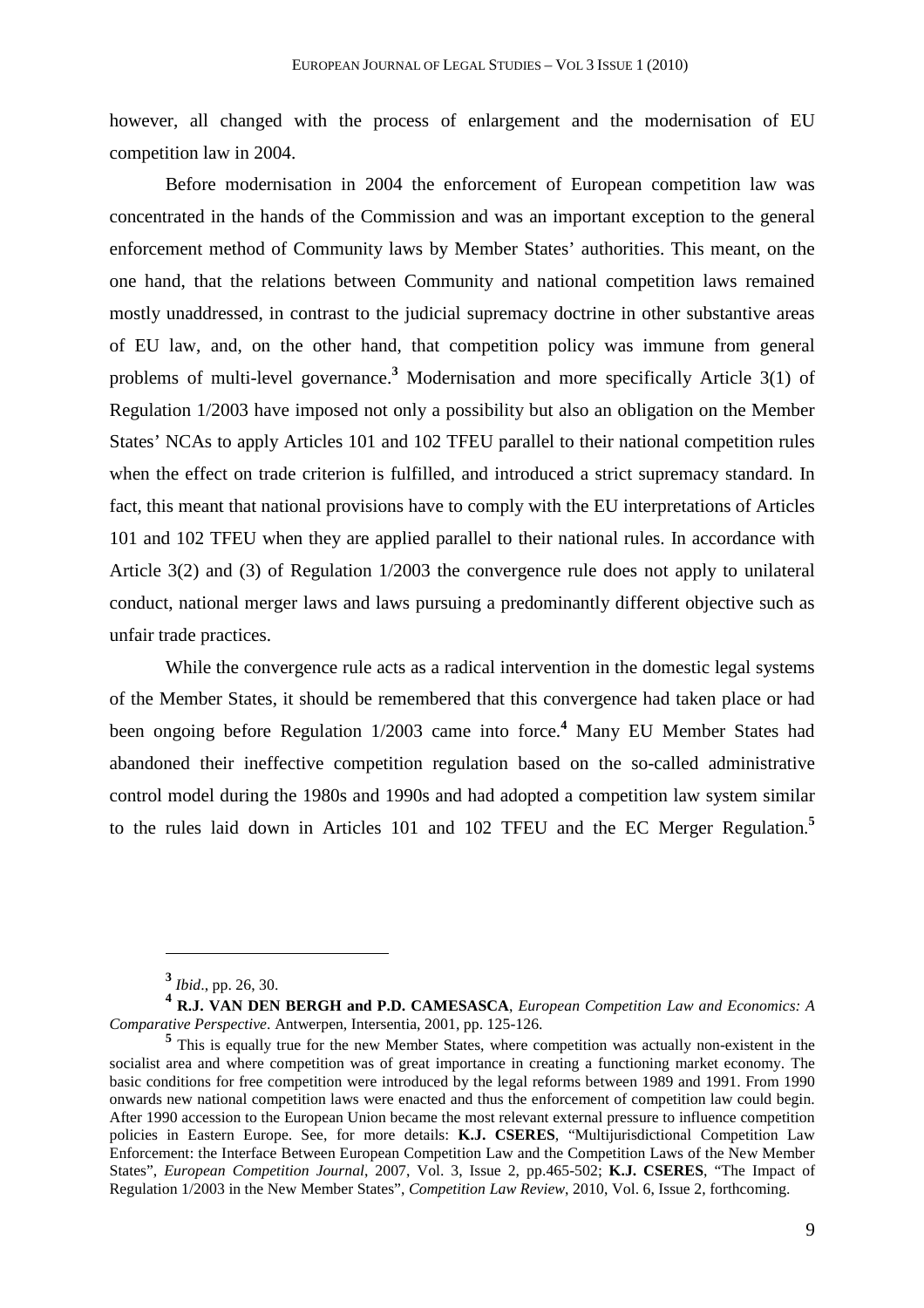however, all changed with the process of enlargement and the modernisation of EU competition law in 2004.

Before modernisation in 2004 the enforcement of European competition law was concentrated in the hands of the Commission and was an important exception to the general enforcement method of Community laws by Member States' authorities. This meant, on the one hand, that the relations between Community and national competition laws remained mostly unaddressed, in contrast to the judicial supremacy doctrine in other substantive areas of EU law, and, on the other hand, that competition policy was immune from general problems of multi-level governance.[3] Modernisation and more specifically Article 3(1) of Regulation 1/2003 have imposed not only a possibility but also an obligation on the Member States' NCAs to apply Articles 101 and 102 TFEU parallel to their national competition rules when the effect on trade criterion is fulfilled, and introduced a strict supremacy standard. In fact, this meant that national provisions have to comply with the EU interpretations of Articles 101 and 102 TFEU when they are applied parallel to their national rules. In accordance with Article 3(2) and (3) of Regulation 1/2003 the convergence rule does not apply to unilateral conduct, national merger laws and laws pursuing a predominantly different objective such as unfair trade practices.

While the convergence rule acts as a radical intervention in the domestic legal systems of the Member States, it should be remembered that this convergence had taken place or had been ongoing before Regulation 1/2003 came into force.[4] Many EU Member States had abandoned their ineffective competition regulation based on the so-called administrative control model during the 1980s and 1990s and had adopted a competition law system similar to the rules laid down in Articles 101 and 102 TFEU and the EC Merger Regulation.[5]

---

[3] *Ibid*., pp. 26, 30.

[4] **R.J. VAN DEN BERGH and P.D. CAMESASCA**, *European Competition Law and Economics: A Comparative Perspective*. Antwerpen, Intersentia, 2001, pp. 125-126.

[5] This is equally true for the new Member States, where competition was actually non-existent in the socialist area and where competition was of great importance in creating a functioning market economy. The basic conditions for free competition were introduced by the legal reforms between 1989 and 1991. From 1990 onwards new national competition laws were enacted and thus the enforcement of competition law could begin. After 1990 accession to the European Union became the most relevant external pressure to influence competition policies in Eastern Europe. See, for more details: **K.J. CSERES**, "Multijurisdictional Competition Law Enforcement: the Interface Between European Competition Law and the Competition Laws of the New Member States", *European Competition Journal*, 2007, Vol. 3, Issue 2, pp.465-502; **K.J. CSERES**, "The Impact of Regulation 1/2003 in the New Member States", *Competition Law Review*, 2010, Vol. 6, Issue 2, forthcoming.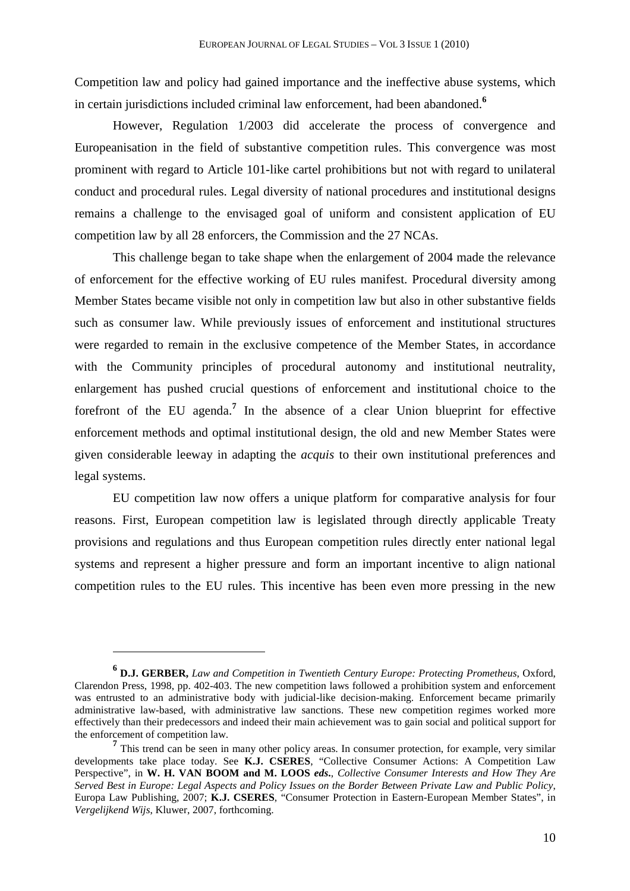Competition law and policy had gained importance and the ineffective abuse systems, which in certain jurisdictions included criminal law enforcement, had been abandoned.[6]

However, Regulation 1/2003 did accelerate the process of convergence and Europeanisation in the field of substantive competition rules. This convergence was most prominent with regard to Article 101-like cartel prohibitions but not with regard to unilateral conduct and procedural rules. Legal diversity of national procedures and institutional designs remains a challenge to the envisaged goal of uniform and consistent application of EU competition law by all 28 enforcers, the Commission and the 27 NCAs.

This challenge began to take shape when the enlargement of 2004 made the relevance of enforcement for the effective working of EU rules manifest. Procedural diversity among Member States became visible not only in competition law but also in other substantive fields such as consumer law. While previously issues of enforcement and institutional structures were regarded to remain in the exclusive competence of the Member States, in accordance with the Community principles of procedural autonomy and institutional neutrality, enlargement has pushed crucial questions of enforcement and institutional choice to the forefront of the EU agenda.[7] In the absence of a clear Union blueprint for effective enforcement methods and optimal institutional design, the old and new Member States were given considerable leeway in adapting the *acquis* to their own institutional preferences and legal systems.

EU competition law now offers a unique platform for comparative analysis for four reasons. First, European competition law is legislated through directly applicable Treaty provisions and regulations and thus European competition rules directly enter national legal systems and represent a higher pressure and form an important incentive to align national competition rules to the EU rules. This incentive has been even more pressing in the new

---

[6] **D.J. GERBER,** *Law and Competition in Twentieth Century Europe: Protecting Prometheus*, Oxford, Clarendon Press, 1998, pp. 402-403. The new competition laws followed a prohibition system and enforcement was entrusted to an administrative body with judicial-like decision-making. Enforcement became primarily administrative law-based, with administrative law sanctions. These new competition regimes worked more effectively than their predecessors and indeed their main achievement was to gain social and political support for the enforcement of competition law.

[7] This trend can be seen in many other policy areas. In consumer protection, for example, very similar developments take place today. See **K.J. CSERES**, "Collective Consumer Actions: A Competition Law Perspective", in **W. H. VAN BOOM and M. LOOS *eds*.**, *Collective Consumer Interests and How They Are Served Best in Europe: Legal Aspects and Policy Issues on the Border Between Private Law and Public Policy*, Europa Law Publishing, 2007; **K.J. CSERES**, "Consumer Protection in Eastern-European Member States", in *Vergelijkend Wijs*, Kluwer, 2007, forthcoming.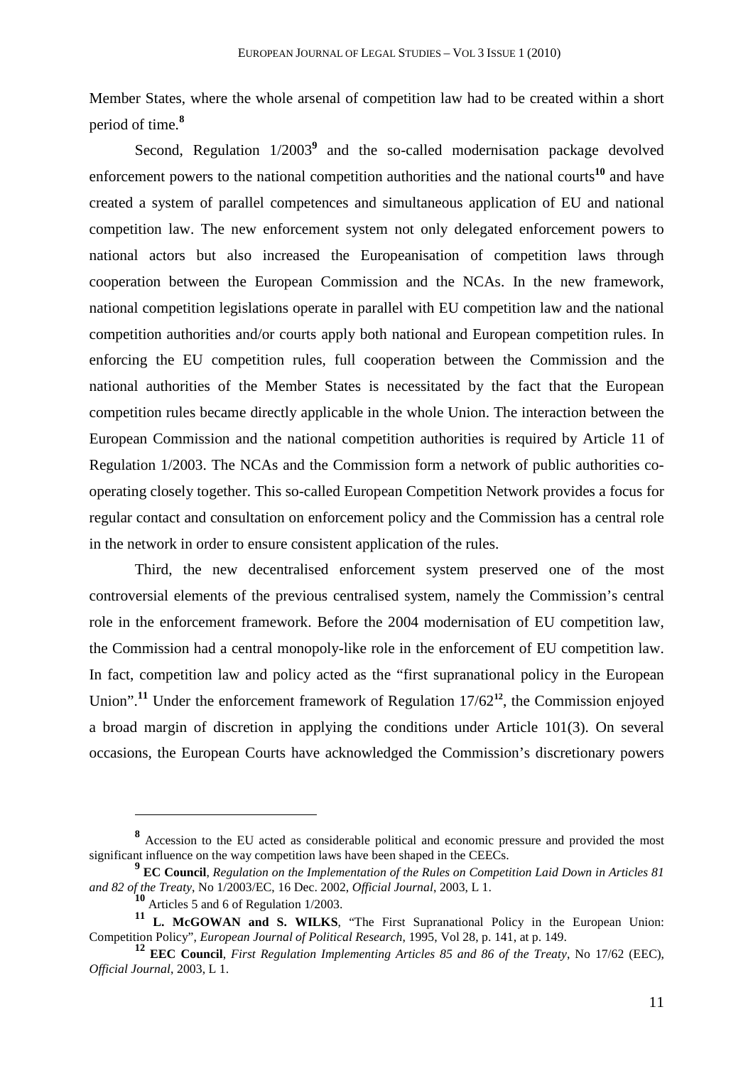Member States, where the whole arsenal of competition law had to be created within a short period of time.[8]

Second, Regulation 1/2003[9] and the so-called modernisation package devolved enforcement powers to the national competition authorities and the national courts[10] and have created a system of parallel competences and simultaneous application of EU and national competition law. The new enforcement system not only delegated enforcement powers to national actors but also increased the Europeanisation of competition laws through cooperation between the European Commission and the NCAs. In the new framework, national competition legislations operate in parallel with EU competition law and the national competition authorities and/or courts apply both national and European competition rules. In enforcing the EU competition rules, full cooperation between the Commission and the national authorities of the Member States is necessitated by the fact that the European competition rules became directly applicable in the whole Union. The interaction between the European Commission and the national competition authorities is required by Article 11 of Regulation 1/2003. The NCAs and the Commission form a network of public authorities co-operating closely together. This so-called European Competition Network provides a focus for regular contact and consultation on enforcement policy and the Commission has a central role in the network in order to ensure consistent application of the rules.

Third, the new decentralised enforcement system preserved one of the most controversial elements of the previous centralised system, namely the Commission's central role in the enforcement framework. Before the 2004 modernisation of EU competition law, the Commission had a central monopoly-like role in the enforcement of EU competition law. In fact, competition law and policy acted as the "first supranational policy in the European Union".[11] Under the enforcement framework of Regulation 17/62[12], the Commission enjoyed a broad margin of discretion in applying the conditions under Article 101(3). On several occasions, the European Courts have acknowledged the Commission's discretionary powers

---

[8] Accession to the EU acted as considerable political and economic pressure and provided the most significant influence on the way competition laws have been shaped in the CEECs.

[9] **EC Council**, *Regulation on the Implementation of the Rules on Competition Laid Down in Articles 81 and 82 of the Treaty*, No 1/2003/EC, 16 Dec. 2002, *Official Journal*, 2003, L 1.

[10] Articles 5 and 6 of Regulation 1/2003.

[11] **L. McGOWAN and S. WILKS**, "The First Supranational Policy in the European Union: Competition Policy", *European Journal of Political Research*, 1995, Vol 28, p. 141, at p. 149.

[12] **EEC Council**, *First Regulation Implementing Articles 85 and 86 of the Treaty*, No 17/62 (EEC), *Official Journal*, 2003, L 1.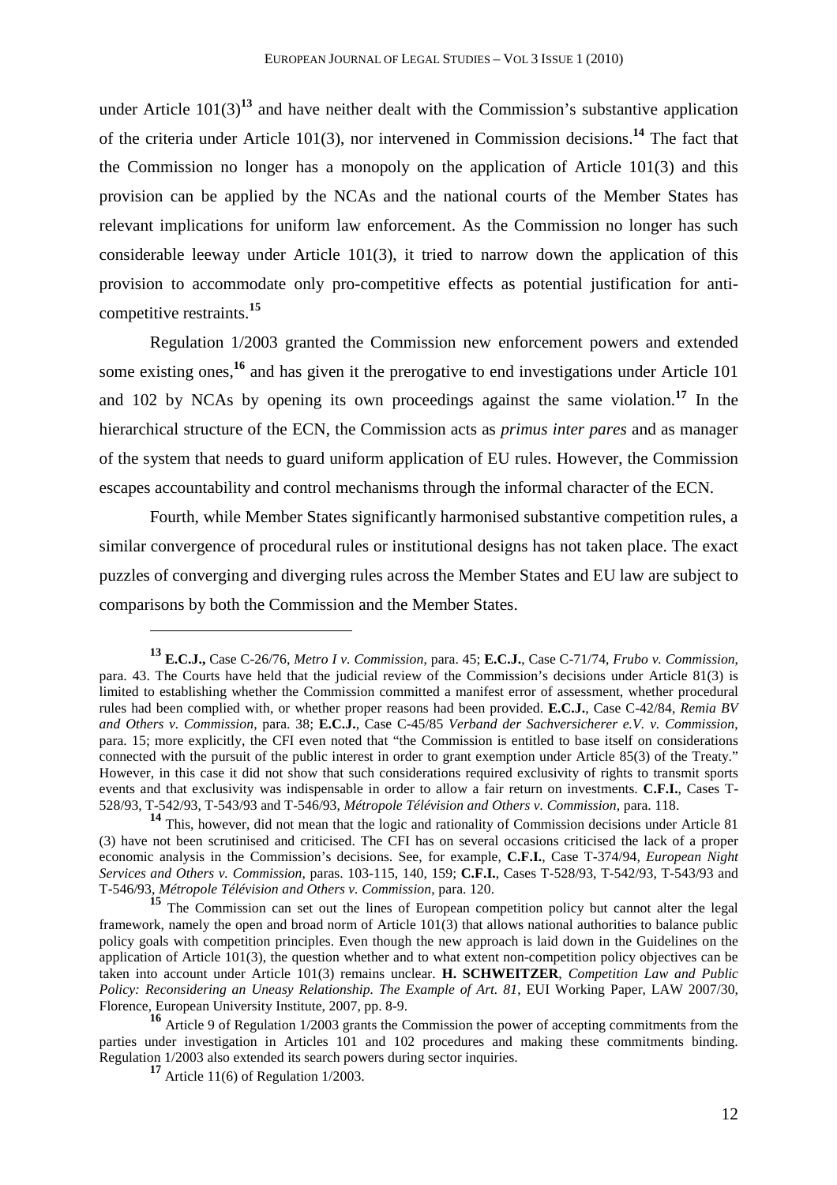under Article 101(3)[13] and have neither dealt with the Commission's substantive application of the criteria under Article 101(3), nor intervened in Commission decisions.[14] The fact that the Commission no longer has a monopoly on the application of Article 101(3) and this provision can be applied by the NCAs and the national courts of the Member States has relevant implications for uniform law enforcement. As the Commission no longer has such considerable leeway under Article 101(3), it tried to narrow down the application of this provision to accommodate only pro-competitive effects as potential justification for anti-competitive restraints.[15]

Regulation 1/2003 granted the Commission new enforcement powers and extended some existing ones,[16] and has given it the prerogative to end investigations under Article 101 and 102 by NCAs by opening its own proceedings against the same violation.[17] In the hierarchical structure of the ECN, the Commission acts as *primus inter pares* and as manager of the system that needs to guard uniform application of EU rules. However, the Commission escapes accountability and control mechanisms through the informal character of the ECN.

Fourth, while Member States significantly harmonised substantive competition rules, a similar convergence of procedural rules or institutional designs has not taken place. The exact puzzles of converging and diverging rules across the Member States and EU law are subject to comparisons by both the Commission and the Member States.

---

[13] **E.C.J.,** Case C-26/76, *Metro I v. Commission*, para. 45; **E.C.J.**, Case C-71/74, *Frubo v. Commission*, para. 43. The Courts have held that the judicial review of the Commission's decisions under Article 81(3) is limited to establishing whether the Commission committed a manifest error of assessment, whether procedural rules had been complied with, or whether proper reasons had been provided. **E.C.J.**, Case C-42/84, *Remia BV and Others v. Commission*, para. 38; **E.C.J.**, Case C-45/85 *Verband der Sachversicherer e.V. v. Commission*, para. 15; more explicitly, the CFI even noted that "the Commission is entitled to base itself on considerations connected with the pursuit of the public interest in order to grant exemption under Article 85(3) of the Treaty." However, in this case it did not show that such considerations required exclusivity of rights to transmit sports events and that exclusivity was indispensable in order to allow a fair return on investments. **C.F.I.**, Cases T-528/93, T-542/93, T-543/93 and T-546/93, *Métropole Télévision and Others v. Commission*, para. 118.

[14] This, however, did not mean that the logic and rationality of Commission decisions under Article 81 (3) have not been scrutinised and criticised. The CFI has on several occasions criticised the lack of a proper economic analysis in the Commission's decisions. See, for example, **C.F.I.**, Case T-374/94, *European Night Services and Others v. Commission*, paras. 103-115, 140, 159; **C.F.I.**, Cases T-528/93, T-542/93, T-543/93 and T-546/93, *Métropole Télévision and Others v. Commission*, para. 120.

[15] The Commission can set out the lines of European competition policy but cannot alter the legal framework, namely the open and broad norm of Article 101(3) that allows national authorities to balance public policy goals with competition principles. Even though the new approach is laid down in the Guidelines on the application of Article 101(3), the question whether and to what extent non-competition policy objectives can be taken into account under Article 101(3) remains unclear. **H. SCHWEITZER**, *Competition Law and Public Policy: Reconsidering an Uneasy Relationship. The Example of Art. 81*, EUI Working Paper, LAW 2007/30, Florence, European University Institute, 2007, pp. 8-9.

[16] Article 9 of Regulation 1/2003 grants the Commission the power of accepting commitments from the parties under investigation in Articles 101 and 102 procedures and making these commitments binding. Regulation 1/2003 also extended its search powers during sector inquiries.

[17] Article 11(6) of Regulation 1/2003.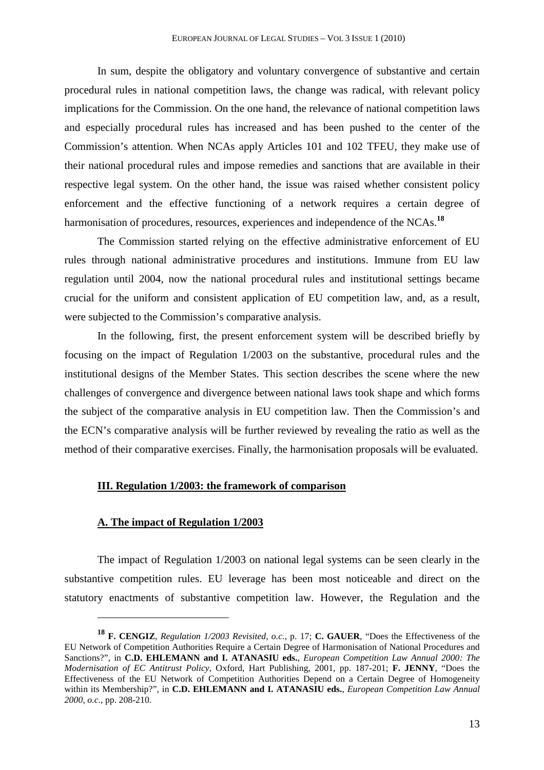In sum, despite the obligatory and voluntary convergence of substantive and certain procedural rules in national competition laws, the change was radical, with relevant policy implications for the Commission. On the one hand, the relevance of national competition laws and especially procedural rules has increased and has been pushed to the center of the Commission's attention. When NCAs apply Articles 101 and 102 TFEU, they make use of their national procedural rules and impose remedies and sanctions that are available in their respective legal system. On the other hand, the issue was raised whether consistent policy enforcement and the effective functioning of a network requires a certain degree of harmonisation of procedures, resources, experiences and independence of the NCAs.[18]

The Commission started relying on the effective administrative enforcement of EU rules through national administrative procedures and institutions. Immune from EU law regulation until 2004, now the national procedural rules and institutional settings became crucial for the uniform and consistent application of EU competition law, and, as a result, were subjected to the Commission's comparative analysis.

In the following, first, the present enforcement system will be described briefly by focusing on the impact of Regulation 1/2003 on the substantive, procedural rules and the institutional designs of the Member States. This section describes the scene where the new challenges of convergence and divergence between national laws took shape and which forms the subject of the comparative analysis in EU competition law. Then the Commission's and the ECN's comparative analysis will be further reviewed by revealing the ratio as well as the method of their comparative exercises. Finally, the harmonisation proposals will be evaluated.

## III. Regulation 1/2003: the framework of comparison

### A. The impact of Regulation 1/2003

The impact of Regulation 1/2003 on national legal systems can be seen clearly in the substantive competition rules. EU leverage has been most noticeable and direct on the statutory enactments of substantive competition law. However, the Regulation and the

---

[18] **F. CENGIZ**, *Regulation 1/2003 Revisited*, *o.c.*, p. 17; **C. GAUER**, "Does the Effectiveness of the EU Network of Competition Authorities Require a Certain Degree of Harmonisation of National Procedures and Sanctions?", in **C.D. EHLEMANN and I. ATANASIU eds.**, *European Competition Law Annual 2000: The Modernisation of EC Antitrust Policy*, Oxford, Hart Publishing, 2001, pp. 187-201; **F. JENNY**, "Does the Effectiveness of the EU Network of Competition Authorities Depend on a Certain Degree of Homogeneity within its Membership?", in **C.D. EHLEMANN and I. ATANASIU eds.**, *European Competition Law Annual 2000*, *o.c.*, pp. 208-210.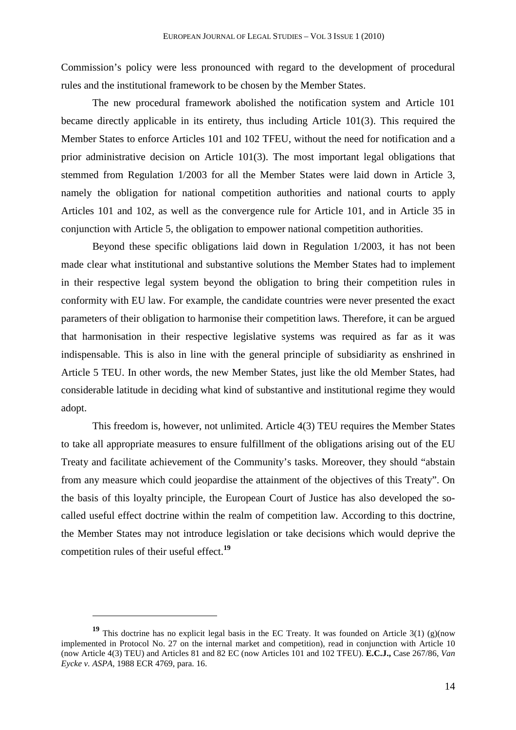Commission's policy were less pronounced with regard to the development of procedural rules and the institutional framework to be chosen by the Member States.

The new procedural framework abolished the notification system and Article 101 became directly applicable in its entirety, thus including Article 101(3). This required the Member States to enforce Articles 101 and 102 TFEU, without the need for notification and a prior administrative decision on Article 101(3). The most important legal obligations that stemmed from Regulation 1/2003 for all the Member States were laid down in Article 3, namely the obligation for national competition authorities and national courts to apply Articles 101 and 102, as well as the convergence rule for Article 101, and in Article 35 in conjunction with Article 5, the obligation to empower national competition authorities.

Beyond these specific obligations laid down in Regulation 1/2003, it has not been made clear what institutional and substantive solutions the Member States had to implement in their respective legal system beyond the obligation to bring their competition rules in conformity with EU law. For example, the candidate countries were never presented the exact parameters of their obligation to harmonise their competition laws. Therefore, it can be argued that harmonisation in their respective legislative systems was required as far as it was indispensable. This is also in line with the general principle of subsidiarity as enshrined in Article 5 TEU. In other words, the new Member States, just like the old Member States, had considerable latitude in deciding what kind of substantive and institutional regime they would adopt.

This freedom is, however, not unlimited. Article 4(3) TEU requires the Member States to take all appropriate measures to ensure fulfillment of the obligations arising out of the EU Treaty and facilitate achievement of the Community's tasks. Moreover, they should "abstain from any measure which could jeopardise the attainment of the objectives of this Treaty". On the basis of this loyalty principle, the European Court of Justice has also developed the so-called useful effect doctrine within the realm of competition law. According to this doctrine, the Member States may not introduce legislation or take decisions which would deprive the competition rules of their useful effect.[19]

---

[19] This doctrine has no explicit legal basis in the EC Treaty. It was founded on Article 3(1) (g)(now implemented in Protocol No. 27 on the internal market and competition), read in conjunction with Article 10 (now Article 4(3) TEU) and Articles 81 and 82 EC (now Articles 101 and 102 TFEU). **E.C.J.,** Case 267/86, *Van Eycke v. ASPA*, 1988 ECR 4769, para. 16.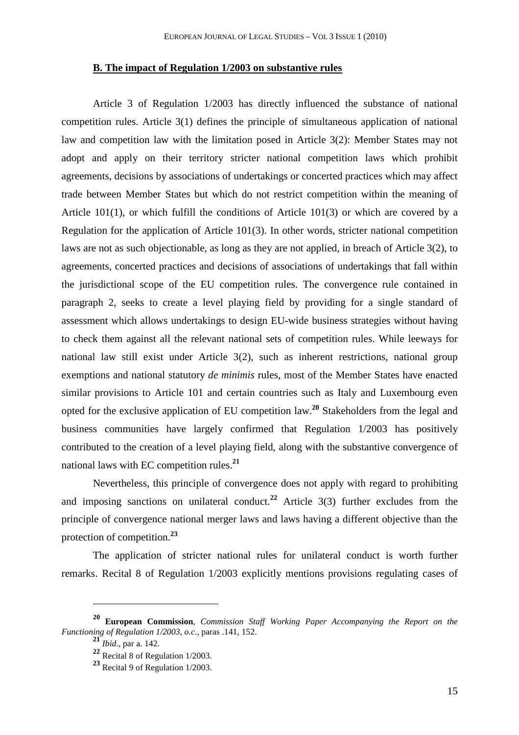### B. The impact of Regulation 1/2003 on substantive rules

Article 3 of Regulation 1/2003 has directly influenced the substance of national competition rules. Article 3(1) defines the principle of simultaneous application of national law and competition law with the limitation posed in Article 3(2): Member States may not adopt and apply on their territory stricter national competition laws which prohibit agreements, decisions by associations of undertakings or concerted practices which may affect trade between Member States but which do not restrict competition within the meaning of Article 101(1), or which fulfill the conditions of Article 101(3) or which are covered by a Regulation for the application of Article 101(3). In other words, stricter national competition laws are not as such objectionable, as long as they are not applied, in breach of Article 3(2), to agreements, concerted practices and decisions of associations of undertakings that fall within the jurisdictional scope of the EU competition rules. The convergence rule contained in paragraph 2, seeks to create a level playing field by providing for a single standard of assessment which allows undertakings to design EU-wide business strategies without having to check them against all the relevant national sets of competition rules. While leeways for national law still exist under Article 3(2), such as inherent restrictions, national group exemptions and national statutory *de minimis* rules, most of the Member States have enacted similar provisions to Article 101 and certain countries such as Italy and Luxembourg even opted for the exclusive application of EU competition law.[20] Stakeholders from the legal and business communities have largely confirmed that Regulation 1/2003 has positively contributed to the creation of a level playing field, along with the substantive convergence of national laws with EC competition rules.[21]

Nevertheless, this principle of convergence does not apply with regard to prohibiting and imposing sanctions on unilateral conduct.[22] Article 3(3) further excludes from the principle of convergence national merger laws and laws having a different objective than the protection of competition.[23]

The application of stricter national rules for unilateral conduct is worth further remarks. Recital 8 of Regulation 1/2003 explicitly mentions provisions regulating cases of

---

[20] **European Commission**, *Commission Staff Working Paper Accompanying the Report on the Functioning of Regulation 1/2003*, *o.c.*, paras .141, 152.

[21] *Ibid*., par a. 142.

[22] Recital 8 of Regulation 1/2003.

[23] Recital 9 of Regulation 1/2003.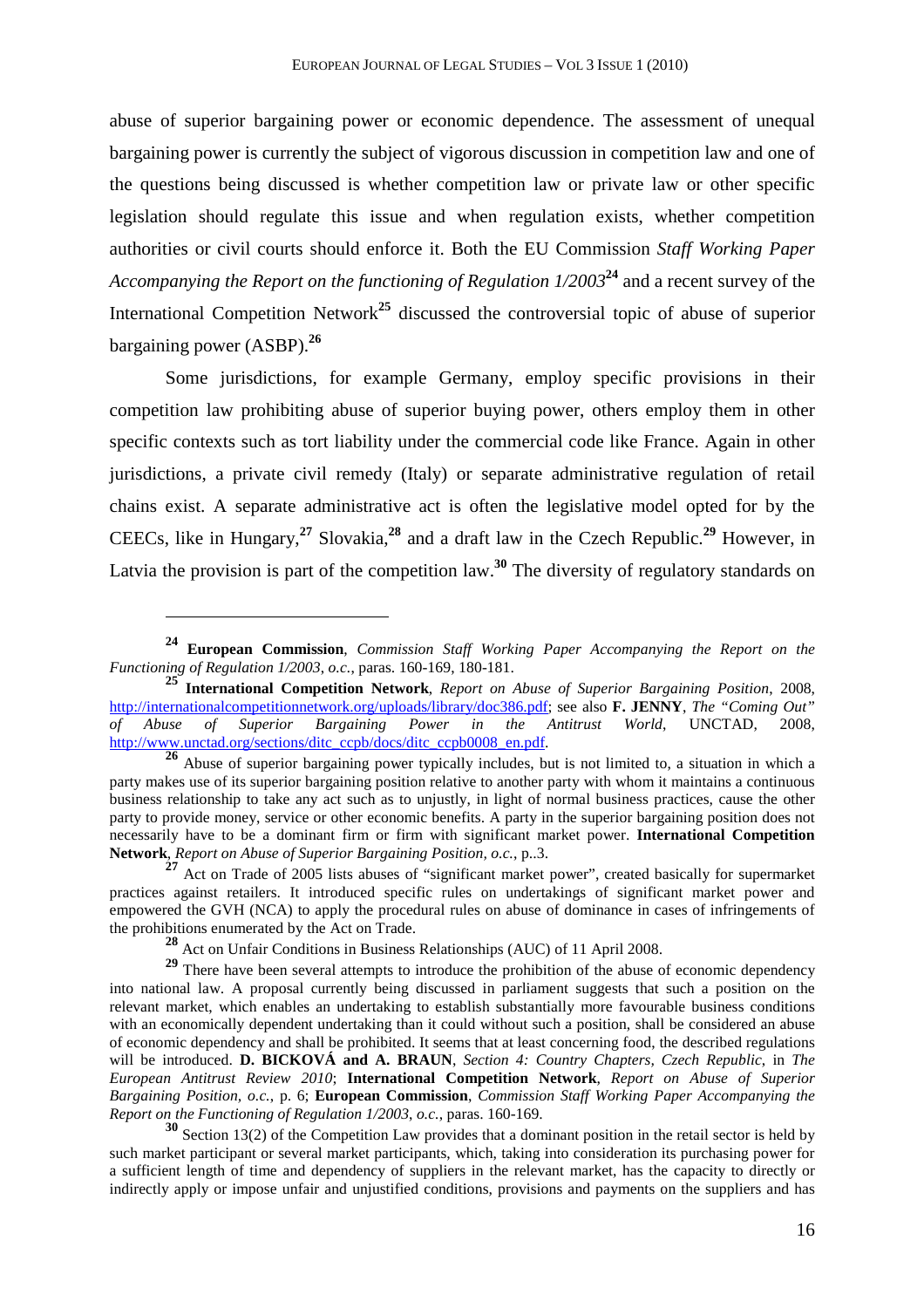abuse of superior bargaining power or economic dependence. The assessment of unequal bargaining power is currently the subject of vigorous discussion in competition law and one of the questions being discussed is whether competition law or private law or other specific legislation should regulate this issue and when regulation exists, whether competition authorities or civil courts should enforce it. Both the EU Commission *Staff Working Paper Accompanying the Report on the functioning of Regulation 1/2003*[24] and a recent survey of the International Competition Network[25] discussed the controversial topic of abuse of superior bargaining power (ASBP).[26]

Some jurisdictions, for example Germany, employ specific provisions in their competition law prohibiting abuse of superior buying power, others employ them in other specific contexts such as tort liability under the commercial code like France. Again in other jurisdictions, a private civil remedy (Italy) or separate administrative regulation of retail chains exist. A separate administrative act is often the legislative model opted for by the CEECs, like in Hungary,[27] Slovakia,[28] and a draft law in the Czech Republic.[29] However, in Latvia the provision is part of the competition law.[30] The diversity of regulatory standards on

---

[24] **European Commission**, *Commission Staff Working Paper Accompanying the Report on the Functioning of Regulation 1/2003*, *o.c.*, paras. 160-169, 180-181.

[25] **International Competition Network**, *Report on Abuse of Superior Bargaining Position*, 2008, http://internationalcompetitionnetwork.org/uploads/library/doc386.pdf; see also **F. JENNY**, *The "Coming Out" of Abuse of Superior Bargaining Power in the Antitrust World*, UNCTAD, 2008, http://www.unctad.org/sections/ditc_ccpb/docs/ditc_ccpb0008_en.pdf.

[26] Abuse of superior bargaining power typically includes, but is not limited to, a situation in which a party makes use of its superior bargaining position relative to another party with whom it maintains a continuous business relationship to take any act such as to unjustly, in light of normal business practices, cause the other party to provide money, service or other economic benefits. A party in the superior bargaining position does not necessarily have to be a dominant firm or firm with significant market power. **International Competition Network**, *Report on Abuse of Superior Bargaining Position, o.c.*, p..3.

[27] Act on Trade of 2005 lists abuses of "significant market power", created basically for supermarket practices against retailers. It introduced specific rules on undertakings of significant market power and empowered the GVH (NCA) to apply the procedural rules on abuse of dominance in cases of infringements of the prohibitions enumerated by the Act on Trade.

[28] Act on Unfair Conditions in Business Relationships (AUC) of 11 April 2008.

[29] There have been several attempts to introduce the prohibition of the abuse of economic dependency into national law. A proposal currently being discussed in parliament suggests that such a position on the relevant market, which enables an undertaking to establish substantially more favourable business conditions with an economically dependent undertaking than it could without such a position, shall be considered an abuse of economic dependency and shall be prohibited. It seems that at least concerning food, the described regulations will be introduced. **D. BICKOVÁ and A. BRAUN**, *Section 4: Country Chapters, Czech Republic*, in *The European Antitrust Review 2010*; **International Competition Network**, *Report on Abuse of Superior Bargaining Position, o.c.*, p. 6; **European Commission**, *Commission Staff Working Paper Accompanying the Report on the Functioning of Regulation 1/2003*, *o.c.*, paras. 160-169.

[30] Section 13(2) of the Competition Law provides that a dominant position in the retail sector is held by such market participant or several market participants, which, taking into consideration its purchasing power for a sufficient length of time and dependency of suppliers in the relevant market, has the capacity to directly or indirectly apply or impose unfair and unjustified conditions, provisions and payments on the suppliers and has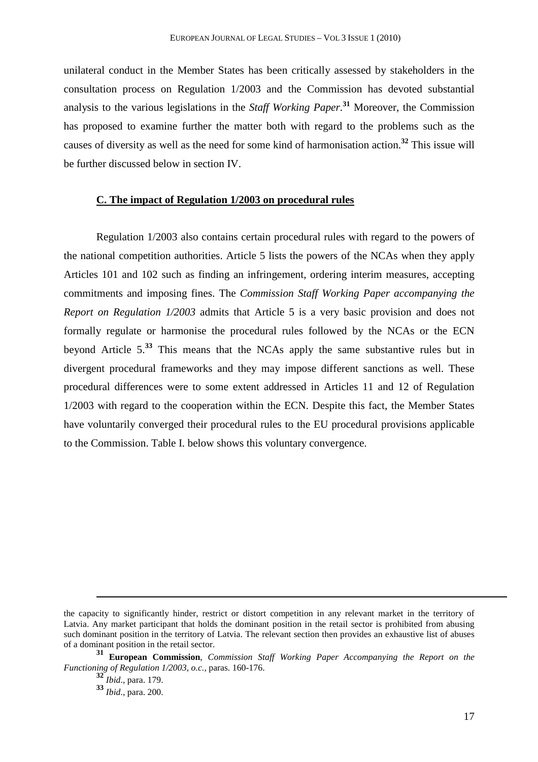unilateral conduct in the Member States has been critically assessed by stakeholders in the consultation process on Regulation 1/2003 and the Commission has devoted substantial analysis to the various legislations in the *Staff Working Paper*.[31] Moreover, the Commission has proposed to examine further the matter both with regard to the problems such as the causes of diversity as well as the need for some kind of harmonisation action.[32] This issue will be further discussed below in section IV.

### C. The impact of Regulation 1/2003 on procedural rules

Regulation 1/2003 also contains certain procedural rules with regard to the powers of the national competition authorities. Article 5 lists the powers of the NCAs when they apply Articles 101 and 102 such as finding an infringement, ordering interim measures, accepting commitments and imposing fines. The *Commission Staff Working Paper accompanying the Report on Regulation 1/2003* admits that Article 5 is a very basic provision and does not formally regulate or harmonise the procedural rules followed by the NCAs or the ECN beyond Article 5.[33] This means that the NCAs apply the same substantive rules but in divergent procedural frameworks and they may impose different sanctions as well. These procedural differences were to some extent addressed in Articles 11 and 12 of Regulation 1/2003 with regard to the cooperation within the ECN. Despite this fact, the Member States have voluntarily converged their procedural rules to the EU procedural provisions applicable to the Commission. Table I. below shows this voluntary convergence.

---

the capacity to significantly hinder, restrict or distort competition in any relevant market in the territory of Latvia. Any market participant that holds the dominant position in the retail sector is prohibited from abusing such dominant position in the territory of Latvia. The relevant section then provides an exhaustive list of abuses of a dominant position in the retail sector.

[31] **European Commission**, *Commission Staff Working Paper Accompanying the Report on the Functioning of Regulation 1/2003*, *o.c.*, paras. 160-176.

[32] *Ibid*., para. 179.

[33] *Ibid*., para. 200.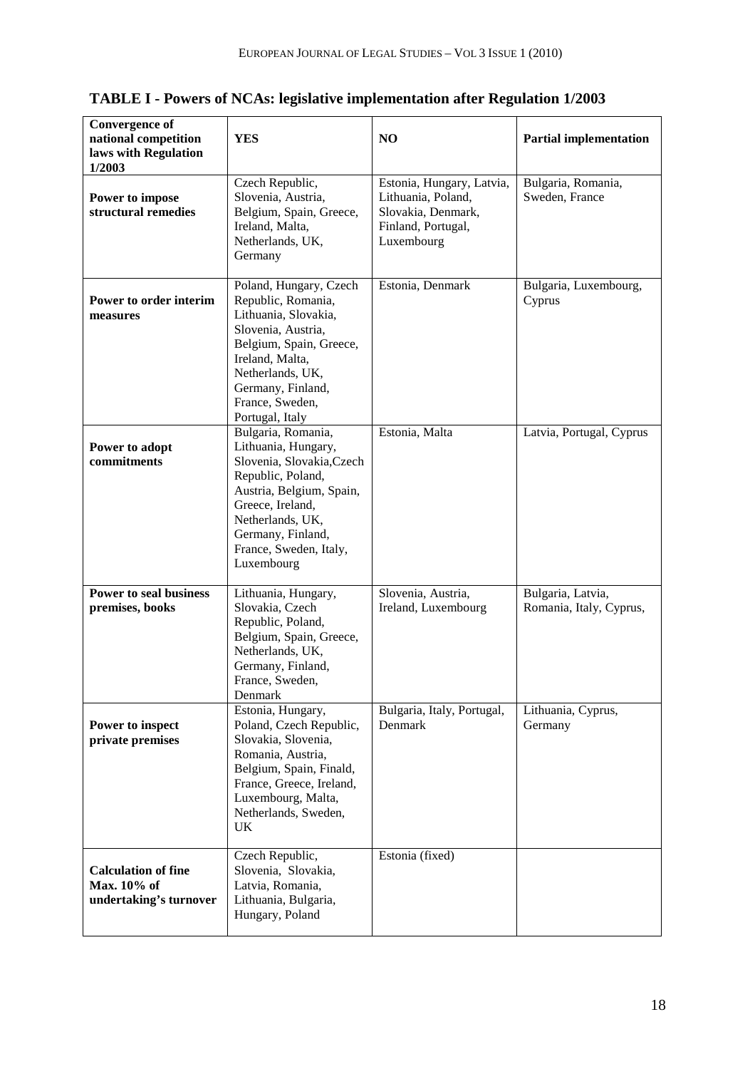**TABLE I - Powers of NCAs: legislative implementation after Regulation 1/2003**

| Convergence of national competition laws with Regulation 1/2003 | YES | NO | Partial implementation |
|---|---|---|---|
| **Power to impose structural remedies** | Czech Republic, Slovenia, Austria, Belgium, Spain, Greece, Ireland, Malta, Netherlands, UK, Germany | Estonia, Hungary, Latvia, Lithuania, Poland, Slovakia, Denmark, Finland, Portugal, Luxembourg | Bulgaria, Romania, Sweden, France |
| **Power to order interim measures** | Poland, Hungary, Czech Republic, Romania, Lithuania, Slovakia, Slovenia, Austria, Belgium, Spain, Greece, Ireland, Malta, Netherlands, UK, Germany, Finland, France, Sweden, Portugal, Italy | Estonia, Denmark | Bulgaria, Luxembourg, Cyprus |
| **Power to adopt commitments** | Bulgaria, Romania, Lithuania, Hungary, Slovenia, Slovakia,Czech Republic, Poland, Austria, Belgium, Spain, Greece, Ireland, Netherlands, UK, Germany, Finland, France, Sweden, Italy, Luxembourg | Estonia, Malta | Latvia, Portugal, Cyprus |
| **Power to seal business premises, books** | Lithuania, Hungary, Slovakia, Czech Republic, Poland, Belgium, Spain, Greece, Netherlands, UK, Germany, Finland, France, Sweden, Denmark | Slovenia, Austria, Ireland, Luxembourg | Bulgaria, Latvia, Romania, Italy, Cyprus, |
| **Power to inspect private premises** | Estonia, Hungary, Poland, Czech Republic, Slovakia, Slovenia, Romania, Austria, Belgium, Spain, Finald, France, Greece, Ireland, Luxembourg, Malta, Netherlands, Sweden, UK | Bulgaria, Italy, Portugal, Denmark | Lithuania, Cyprus, Germany |
| **Calculation of fine Max. 10% of undertaking's turnover** | Czech Republic, Slovenia, Slovakia, Latvia, Romania, Lithuania, Bulgaria, Hungary, Poland | Estonia (fixed) | |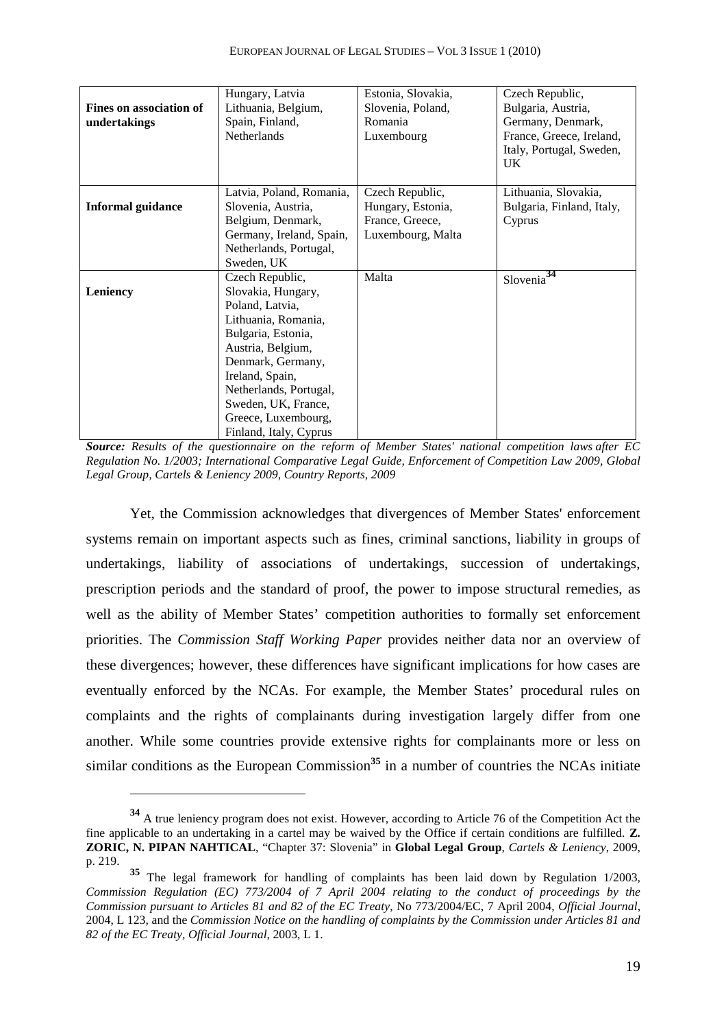| | | | |
|---|---|---|---|
| **Fines on association of undertakings** | Hungary, Latvia Lithuania, Belgium, Spain, Finland, Netherlands | Estonia, Slovakia, Slovenia, Poland, Romania Luxembourg | Czech Republic, Bulgaria, Austria, Germany, Denmark, France, Greece, Ireland, Italy, Portugal, Sweden, UK |
| **Informal guidance** | Latvia, Poland, Romania, Slovenia, Austria, Belgium, Denmark, Germany, Ireland, Spain, Netherlands, Portugal, Sweden, UK | Czech Republic, Hungary, Estonia, France, Greece, Luxembourg, Malta | Lithuania, Slovakia, Bulgaria, Finland, Italy, Cyprus |
| **Leniency** | Czech Republic, Slovakia, Hungary, Poland, Latvia, Lithuania, Romania, Bulgaria, Estonia, Austria, Belgium, Denmark, Germany, Ireland, Spain, Netherlands, Portugal, Sweden, UK, France, Greece, Luxembourg, Finland, Italy, Cyprus | Malta | Slovenia[34] |

***Source:*** *Results of the questionnaire on the reform of Member States' national competition laws after EC Regulation No. 1/2003; International Comparative Legal Guide, Enforcement of Competition Law 2009, Global Legal Group, Cartels & Leniency 2009, Country Reports, 2009*

Yet, the Commission acknowledges that divergences of Member States' enforcement systems remain on important aspects such as fines, criminal sanctions, liability in groups of undertakings, liability of associations of undertakings, succession of undertakings, prescription periods and the standard of proof, the power to impose structural remedies, as well as the ability of Member States' competition authorities to formally set enforcement priorities. The *Commission Staff Working Paper* provides neither data nor an overview of these divergences; however, these differences have significant implications for how cases are eventually enforced by the NCAs. For example, the Member States' procedural rules on complaints and the rights of complainants during investigation largely differ from one another. While some countries provide extensive rights for complainants more or less on similar conditions as the European Commission[35] in a number of countries the NCAs initiate

---

[34] A true leniency program does not exist. However, according to Article 76 of the Competition Act the fine applicable to an undertaking in a cartel may be waived by the Office if certain conditions are fulfilled. **Z. ZORIC, N. PIPAN NAHTICAL**, "Chapter 37: Slovenia" in **Global Legal Group**, *Cartels & Leniency*, 2009, p. 219.

[35] The legal framework for handling of complaints has been laid down by Regulation 1/2003, *Commission Regulation (EC) 773/2004 of 7 April 2004 relating to the conduct of proceedings by the Commission pursuant to Articles 81 and 82 of the EC Treaty*, No 773/2004/EC, 7 April 2004, *Official Journal*, 2004, L 123, and the *Commission Notice on the handling of complaints by the Commission under Articles 81 and 82 of the EC Treaty*, *Official Journal*, 2003, L 1.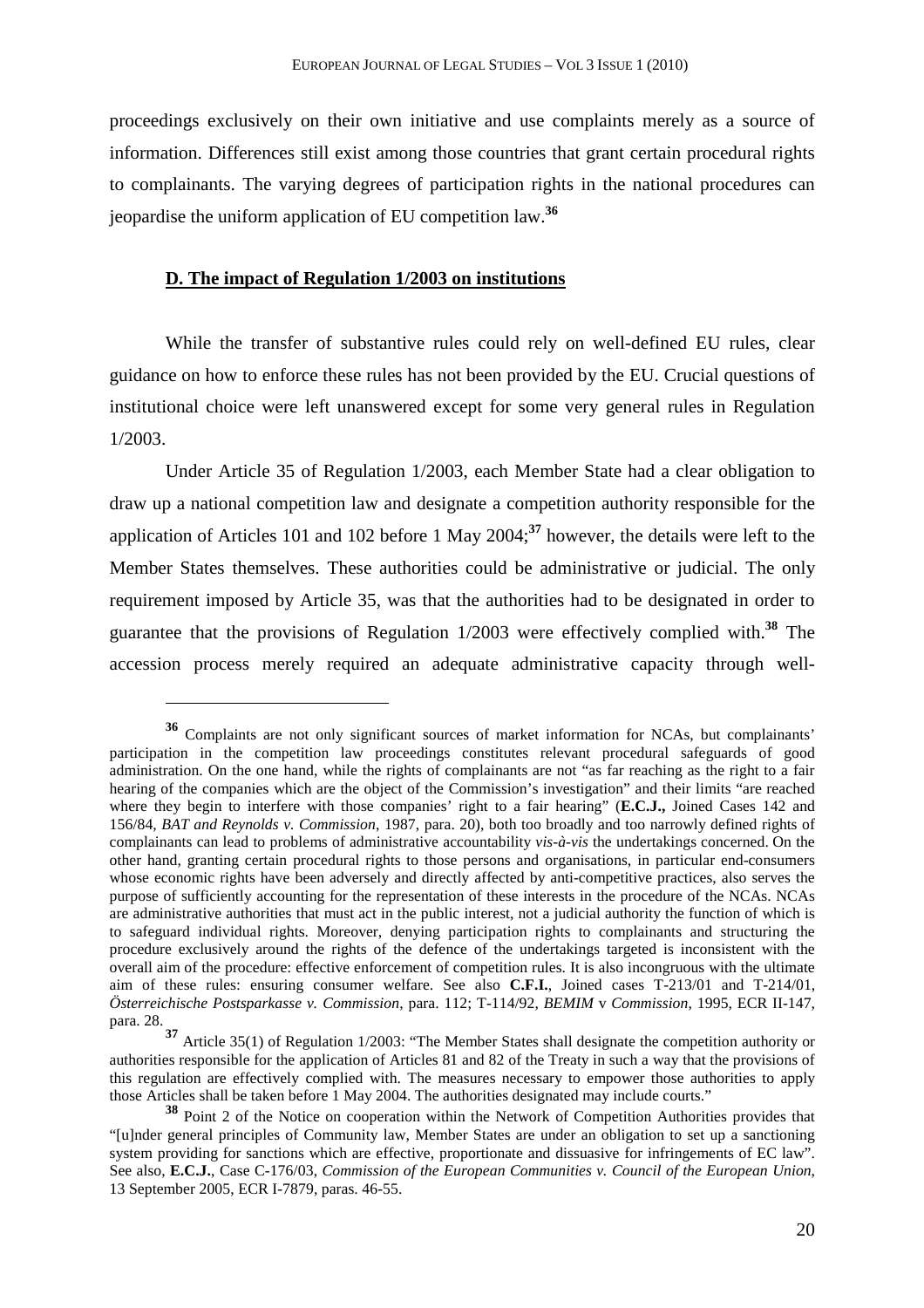proceedings exclusively on their own initiative and use complaints merely as a source of information. Differences still exist among those countries that grant certain procedural rights to complainants. The varying degrees of participation rights in the national procedures can jeopardise the uniform application of EU competition law.[36]

## D. The impact of Regulation 1/2003 on institutions

While the transfer of substantive rules could rely on well-defined EU rules, clear guidance on how to enforce these rules has not been provided by the EU. Crucial questions of institutional choice were left unanswered except for some very general rules in Regulation 1/2003.

Under Article 35 of Regulation 1/2003, each Member State had a clear obligation to draw up a national competition law and designate a competition authority responsible for the application of Articles 101 and 102 before 1 May 2004;[37] however, the details were left to the Member States themselves. These authorities could be administrative or judicial. The only requirement imposed by Article 35, was that the authorities had to be designated in order to guarantee that the provisions of Regulation 1/2003 were effectively complied with.[38] The accession process merely required an adequate administrative capacity through well-

---

[36] Complaints are not only significant sources of market information for NCAs, but complainants' participation in the competition law proceedings constitutes relevant procedural safeguards of good administration. On the one hand, while the rights of complainants are not "as far reaching as the right to a fair hearing of the companies which are the object of the Commission's investigation" and their limits "are reached where they begin to interfere with those companies' right to a fair hearing" (**E.C.J.,** Joined Cases 142 and 156/84, *BAT and Reynolds v. Commission*, 1987, para. 20), both too broadly and too narrowly defined rights of complainants can lead to problems of administrative accountability *vis-à-vis* the undertakings concerned. On the other hand, granting certain procedural rights to those persons and organisations, in particular end-consumers whose economic rights have been adversely and directly affected by anti-competitive practices, also serves the purpose of sufficiently accounting for the representation of these interests in the procedure of the NCAs. NCAs are administrative authorities that must act in the public interest, not a judicial authority the function of which is to safeguard individual rights. Moreover, denying participation rights to complainants and structuring the procedure exclusively around the rights of the defence of the undertakings targeted is inconsistent with the overall aim of the procedure: effective enforcement of competition rules. It is also incongruous with the ultimate aim of these rules: ensuring consumer welfare. See also **C.F.I.**, Joined cases T-213/01 and T-214/01, *Österreichische Postsparkasse v. Commission*, para. 112; T-114/92, *BEMIM* v *Commission*, 1995, ECR II-147, para. 28.

[37] Article 35(1) of Regulation 1/2003: "The Member States shall designate the competition authority or authorities responsible for the application of Articles 81 and 82 of the Treaty in such a way that the provisions of this regulation are effectively complied with. The measures necessary to empower those authorities to apply those Articles shall be taken before 1 May 2004. The authorities designated may include courts."

[38] Point 2 of the Notice on cooperation within the Network of Competition Authorities provides that "[u]nder general principles of Community law, Member States are under an obligation to set up a sanctioning system providing for sanctions which are effective, proportionate and dissuasive for infringements of EC law". See also, **E.C.J.**, Case C-176/03, *Commission of the European Communities v. Council of the European Union*, 13 September 2005, ECR I-7879, paras. 46-55.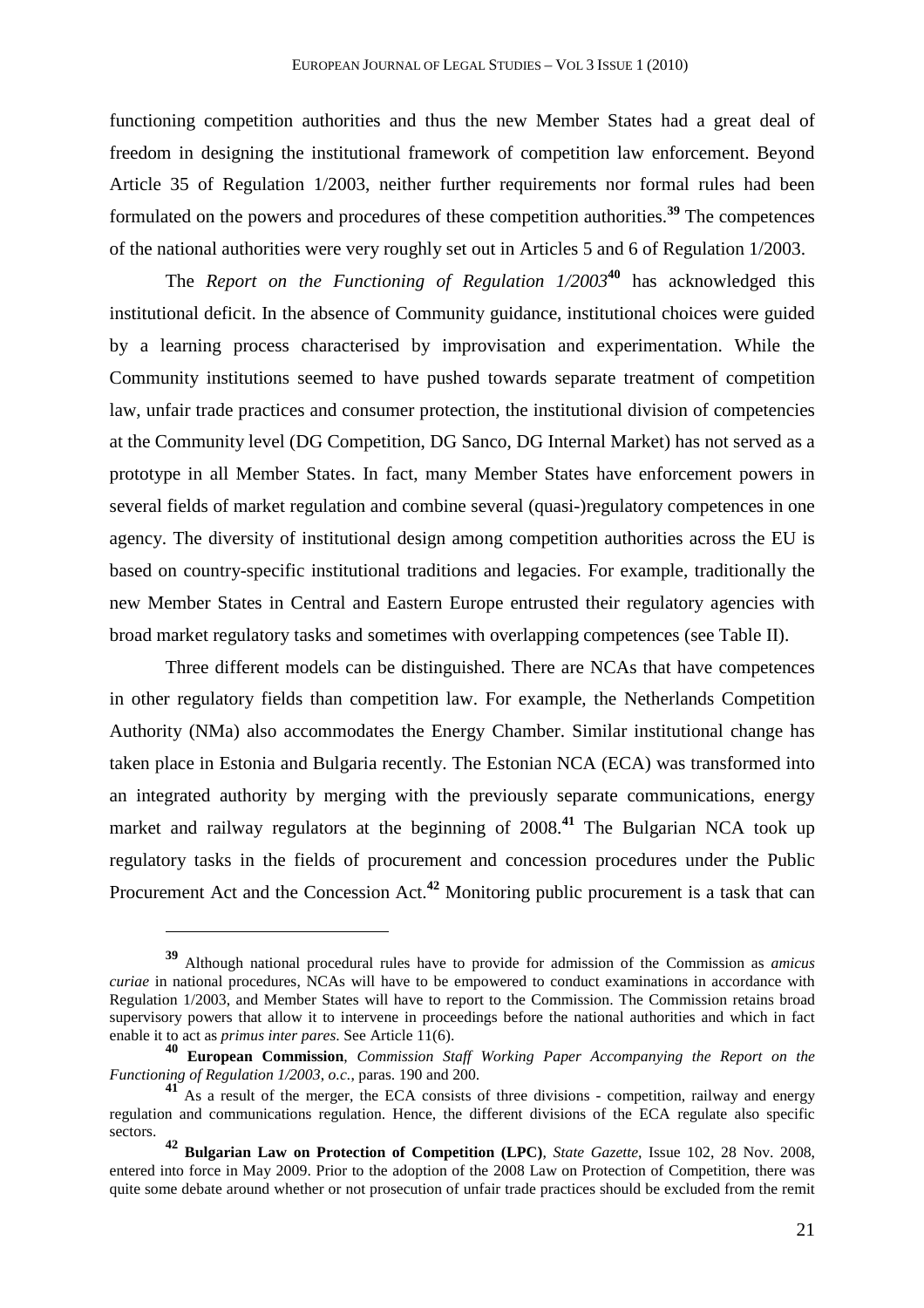functioning competition authorities and thus the new Member States had a great deal of freedom in designing the institutional framework of competition law enforcement. Beyond Article 35 of Regulation 1/2003, neither further requirements nor formal rules had been formulated on the powers and procedures of these competition authorities.[39] The competences of the national authorities were very roughly set out in Articles 5 and 6 of Regulation 1/2003.

The *Report on the Functioning of Regulation 1/2003*[40] has acknowledged this institutional deficit. In the absence of Community guidance, institutional choices were guided by a learning process characterised by improvisation and experimentation. While the Community institutions seemed to have pushed towards separate treatment of competition law, unfair trade practices and consumer protection, the institutional division of competencies at the Community level (DG Competition, DG Sanco, DG Internal Market) has not served as a prototype in all Member States. In fact, many Member States have enforcement powers in several fields of market regulation and combine several (quasi-)regulatory competences in one agency. The diversity of institutional design among competition authorities across the EU is based on country-specific institutional traditions and legacies. For example, traditionally the new Member States in Central and Eastern Europe entrusted their regulatory agencies with broad market regulatory tasks and sometimes with overlapping competences (see Table II).

Three different models can be distinguished. There are NCAs that have competences in other regulatory fields than competition law. For example, the Netherlands Competition Authority (NMa) also accommodates the Energy Chamber. Similar institutional change has taken place in Estonia and Bulgaria recently. The Estonian NCA (ECA) was transformed into an integrated authority by merging with the previously separate communications, energy market and railway regulators at the beginning of 2008.[41] The Bulgarian NCA took up regulatory tasks in the fields of procurement and concession procedures under the Public Procurement Act and the Concession Act.[42] Monitoring public procurement is a task that can

---

[39] Although national procedural rules have to provide for admission of the Commission as *amicus curiae* in national procedures, NCAs will have to be empowered to conduct examinations in accordance with Regulation 1/2003, and Member States will have to report to the Commission. The Commission retains broad supervisory powers that allow it to intervene in proceedings before the national authorities and which in fact enable it to act as *primus inter pares*. See Article 11(6).

[40] **European Commission**, *Commission Staff Working Paper Accompanying the Report on the Functioning of Regulation 1/2003*, *o.c.*, paras. 190 and 200.

[41] As a result of the merger, the ECA consists of three divisions - competition, railway and energy regulation and communications regulation. Hence, the different divisions of the ECA regulate also specific sectors.

[42] **Bulgarian Law on Protection of Competition (LPC)**, *State Gazette*, Issue 102, 28 Nov. 2008, entered into force in May 2009. Prior to the adoption of the 2008 Law on Protection of Competition, there was quite some debate around whether or not prosecution of unfair trade practices should be excluded from the remit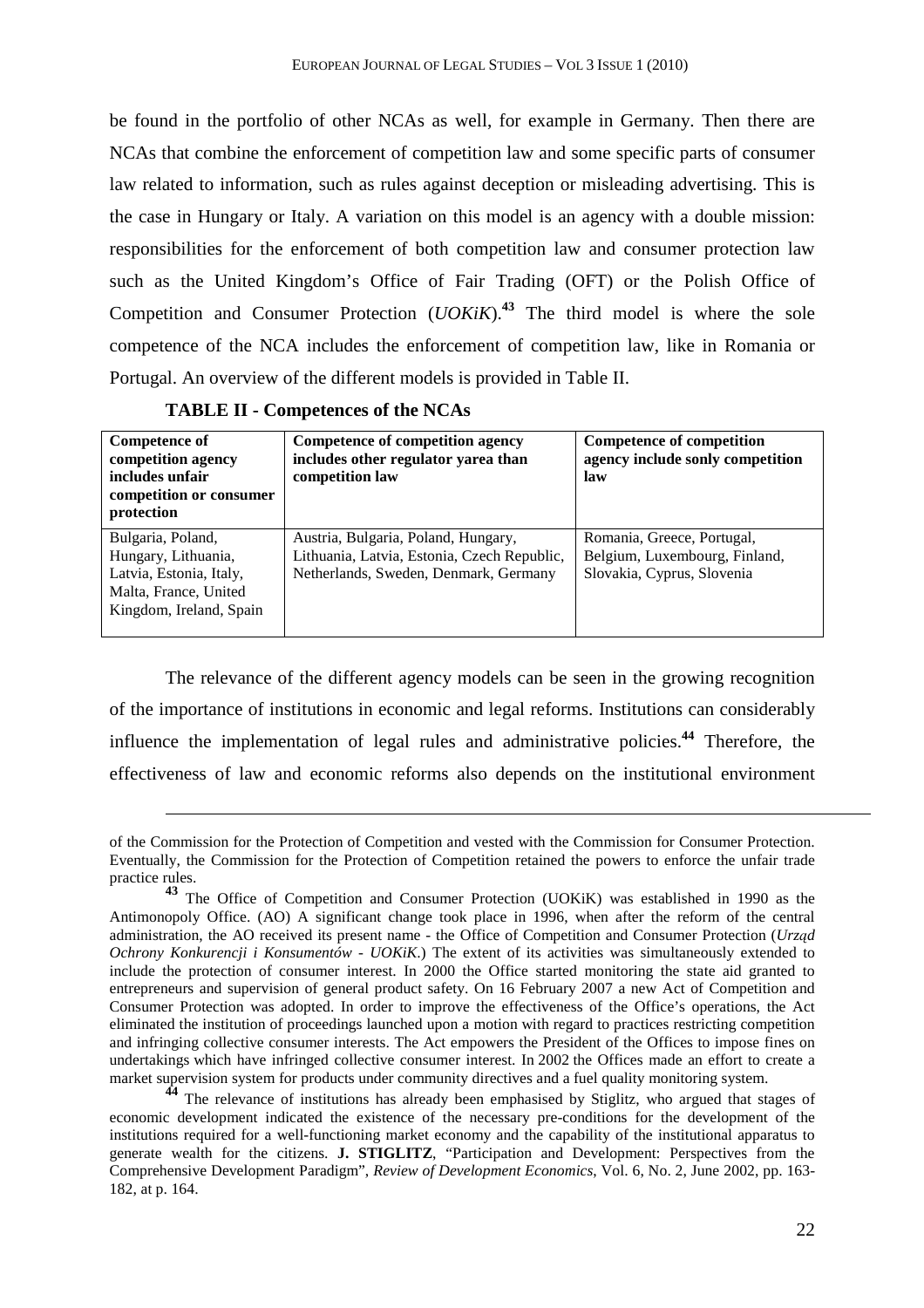be found in the portfolio of other NCAs as well, for example in Germany. Then there are NCAs that combine the enforcement of competition law and some specific parts of consumer law related to information, such as rules against deception or misleading advertising. This is the case in Hungary or Italy. A variation on this model is an agency with a double mission: responsibilities for the enforcement of both competition law and consumer protection law such as the United Kingdom's Office of Fair Trading (OFT) or the Polish Office of Competition and Consumer Protection (*UOKiK*).[43] The third model is where the sole competence of the NCA includes the enforcement of competition law, like in Romania or Portugal. An overview of the different models is provided in Table II.

**TABLE II - Competences of the NCAs**

| **Competence of competition agency includes unfair competition or consumer protection** | **Competence of competition agency includes other regulator yarea than competition law** | **Competence of competition agency include sonly competition law** |
|---|---|---|
| Bulgaria, Poland, Hungary, Lithuania, Latvia, Estonia, Italy, Malta, France, United Kingdom, Ireland, Spain | Austria, Bulgaria, Poland, Hungary, Lithuania, Latvia, Estonia, Czech Republic, Netherlands, Sweden, Denmark, Germany | Romania, Greece, Portugal, Belgium, Luxembourg, Finland, Slovakia, Cyprus, Slovenia |

The relevance of the different agency models can be seen in the growing recognition of the importance of institutions in economic and legal reforms. Institutions can considerably influence the implementation of legal rules and administrative policies.[44] Therefore, the effectiveness of law and economic reforms also depends on the institutional environment

---

of the Commission for the Protection of Competition and vested with the Commission for Consumer Protection. Eventually, the Commission for the Protection of Competition retained the powers to enforce the unfair trade practice rules.

[43] The Office of Competition and Consumer Protection (UOKiK) was established in 1990 as the Antimonopoly Office. (AO) A significant change took place in 1996, when after the reform of the central administration, the AO received its present name - the Office of Competition and Consumer Protection (*Urząd Ochrony Konkurencji i Konsumentów - UOKiK*.) The extent of its activities was simultaneously extended to include the protection of consumer interest. In 2000 the Office started monitoring the state aid granted to entrepreneurs and supervision of general product safety. On 16 February 2007 a new Act of Competition and Consumer Protection was adopted. In order to improve the effectiveness of the Office's operations, the Act eliminated the institution of proceedings launched upon a motion with regard to practices restricting competition and infringing collective consumer interests. The Act empowers the President of the Offices to impose fines on undertakings which have infringed collective consumer interest. In 2002 the Offices made an effort to create a market supervision system for products under community directives and a fuel quality monitoring system.

[44] The relevance of institutions has already been emphasised by Stiglitz, who argued that stages of economic development indicated the existence of the necessary pre-conditions for the development of the institutions required for a well-functioning market economy and the capability of the institutional apparatus to generate wealth for the citizens. **J. STIGLITZ**, "Participation and Development: Perspectives from the Comprehensive Development Paradigm", *Review of Development Economics*, Vol. 6, No. 2, June 2002, pp. 163-182, at p. 164.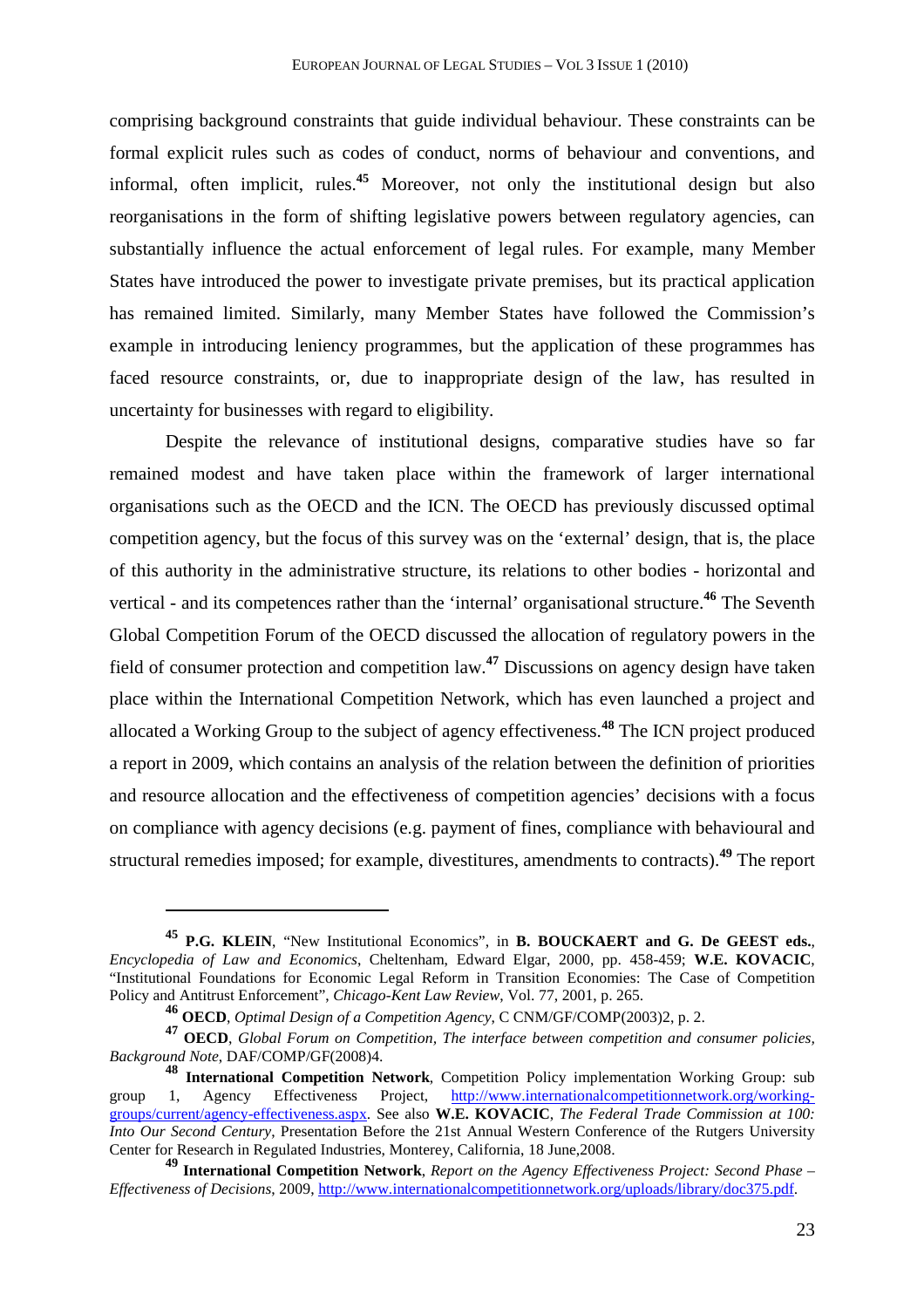comprising background constraints that guide individual behaviour. These constraints can be formal explicit rules such as codes of conduct, norms of behaviour and conventions, and informal, often implicit, rules.[45] Moreover, not only the institutional design but also reorganisations in the form of shifting legislative powers between regulatory agencies, can substantially influence the actual enforcement of legal rules. For example, many Member States have introduced the power to investigate private premises, but its practical application has remained limited. Similarly, many Member States have followed the Commission's example in introducing leniency programmes, but the application of these programmes has faced resource constraints, or, due to inappropriate design of the law, has resulted in uncertainty for businesses with regard to eligibility.

Despite the relevance of institutional designs, comparative studies have so far remained modest and have taken place within the framework of larger international organisations such as the OECD and the ICN. The OECD has previously discussed optimal competition agency, but the focus of this survey was on the 'external' design, that is, the place of this authority in the administrative structure, its relations to other bodies - horizontal and vertical - and its competences rather than the 'internal' organisational structure.[46] The Seventh Global Competition Forum of the OECD discussed the allocation of regulatory powers in the field of consumer protection and competition law.[47] Discussions on agency design have taken place within the International Competition Network, which has even launched a project and allocated a Working Group to the subject of agency effectiveness.[48] The ICN project produced a report in 2009, which contains an analysis of the relation between the definition of priorities and resource allocation and the effectiveness of competition agencies' decisions with a focus on compliance with agency decisions (e.g. payment of fines, compliance with behavioural and structural remedies imposed; for example, divestitures, amendments to contracts).[49] The report

---

[45] **P.G. KLEIN**, "New Institutional Economics", in **B. BOUCKAERT and G. De GEEST eds.**, *Encyclopedia of Law and Economics*, Cheltenham, Edward Elgar, 2000, pp. 458-459; **W.E. KOVACIC**, "Institutional Foundations for Economic Legal Reform in Transition Economies: The Case of Competition Policy and Antitrust Enforcement", *Chicago-Kent Law Review*, Vol. 77, 2001, p. 265.

[46] **OECD**, *Optimal Design of a Competition Agency*, C CNM/GF/COMP(2003)2, p. 2.

[47] **OECD**, *Global Forum on Competition, The interface between competition and consumer policies, Background Note*, DAF/COMP/GF(2008)4.

[48] **International Competition Network**, Competition Policy implementation Working Group: sub group 1, Agency Effectiveness Project, http://www.internationalcompetitionnetwork.org/working-groups/current/agency-effectiveness.aspx. See also **W.E. KOVACIC**, *The Federal Trade Commission at 100: Into Our Second Century*, Presentation Before the 21st Annual Western Conference of the Rutgers University Center for Research in Regulated Industries, Monterey, California, 18 June,2008.

[49] **International Competition Network**, *Report on the Agency Effectiveness Project: Second Phase – Effectiveness of Decisions*, 2009, http://www.internationalcompetitionnetwork.org/uploads/library/doc375.pdf.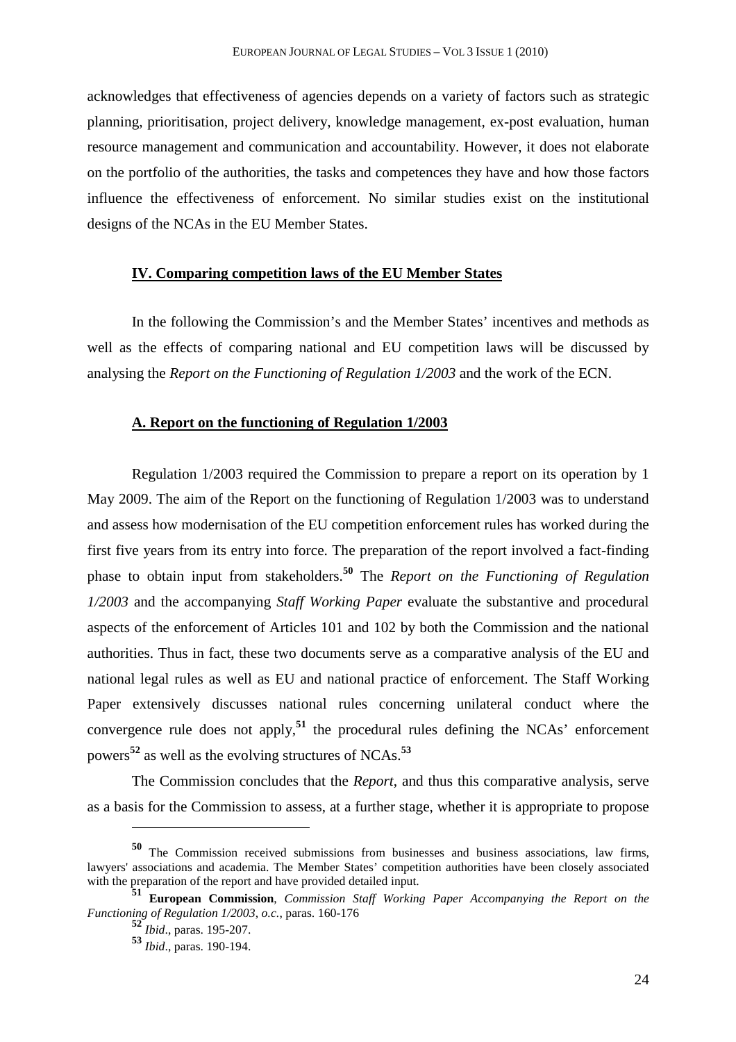acknowledges that effectiveness of agencies depends on a variety of factors such as strategic planning, prioritisation, project delivery, knowledge management, ex-post evaluation, human resource management and communication and accountability. However, it does not elaborate on the portfolio of the authorities, the tasks and competences they have and how those factors influence the effectiveness of enforcement. No similar studies exist on the institutional designs of the NCAs in the EU Member States.

## IV. Comparing competition laws of the EU Member States

In the following the Commission's and the Member States' incentives and methods as well as the effects of comparing national and EU competition laws will be discussed by analysing the *Report on the Functioning of Regulation 1/2003* and the work of the ECN.

### A. Report on the functioning of Regulation 1/2003

Regulation 1/2003 required the Commission to prepare a report on its operation by 1 May 2009. The aim of the Report on the functioning of Regulation 1/2003 was to understand and assess how modernisation of the EU competition enforcement rules has worked during the first five years from its entry into force. The preparation of the report involved a fact-finding phase to obtain input from stakeholders.[50] The *Report on the Functioning of Regulation 1/2003* and the accompanying *Staff Working Paper* evaluate the substantive and procedural aspects of the enforcement of Articles 101 and 102 by both the Commission and the national authorities. Thus in fact, these two documents serve as a comparative analysis of the EU and national legal rules as well as EU and national practice of enforcement. The Staff Working Paper extensively discusses national rules concerning unilateral conduct where the convergence rule does not apply,[51] the procedural rules defining the NCAs' enforcement powers[52] as well as the evolving structures of NCAs.[53]

The Commission concludes that the *Report*, and thus this comparative analysis, serve as a basis for the Commission to assess, at a further stage, whether it is appropriate to propose

---

[50] The Commission received submissions from businesses and business associations, law firms, lawyers' associations and academia. The Member States' competition authorities have been closely associated with the preparation of the report and have provided detailed input.

[51] **European Commission**, *Commission Staff Working Paper Accompanying the Report on the Functioning of Regulation 1/2003*, *o.c.*, paras. 160-176

[52] *Ibid*., paras. 195-207.

[53] *Ibid*., paras. 190-194.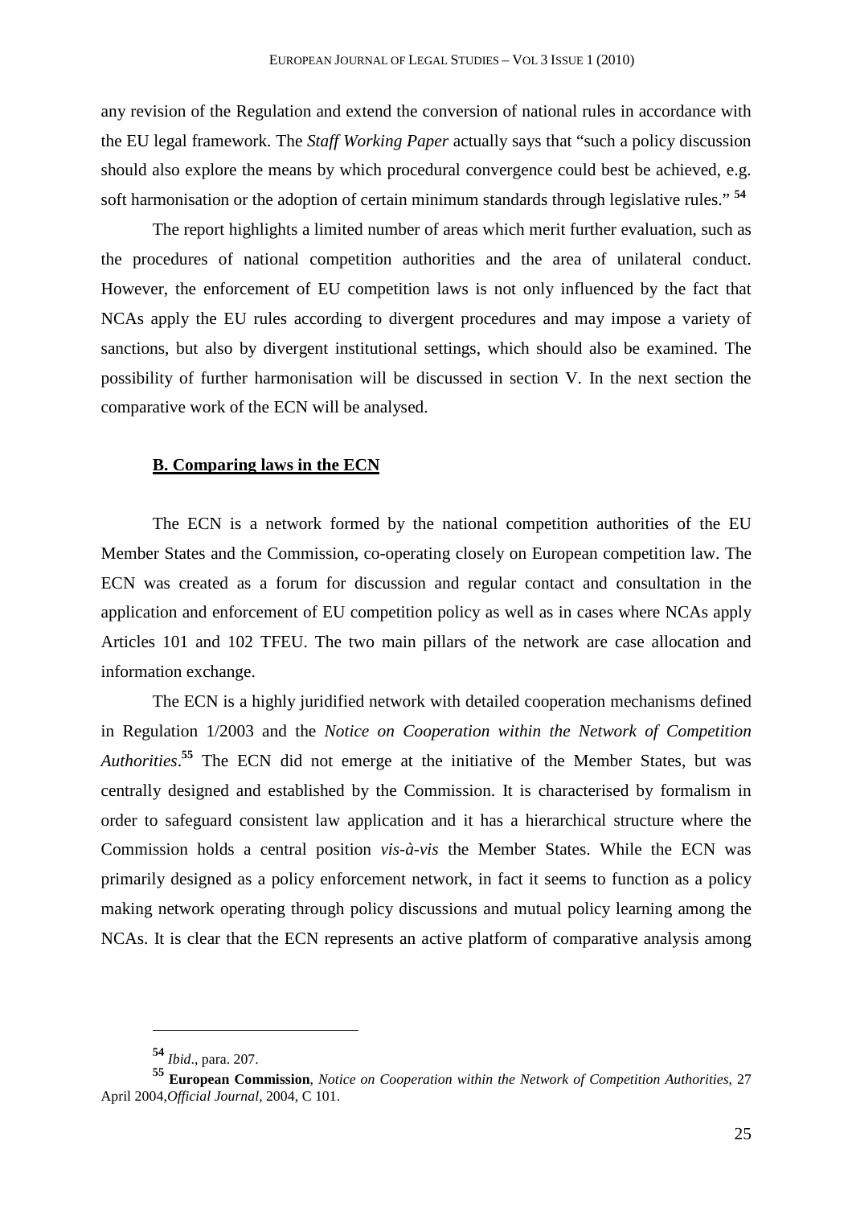any revision of the Regulation and extend the conversion of national rules in accordance with the EU legal framework. The *Staff Working Paper* actually says that "such a policy discussion should also explore the means by which procedural convergence could best be achieved, e.g. soft harmonisation or the adoption of certain minimum standards through legislative rules." [54]

The report highlights a limited number of areas which merit further evaluation, such as the procedures of national competition authorities and the area of unilateral conduct. However, the enforcement of EU competition laws is not only influenced by the fact that NCAs apply the EU rules according to divergent procedures and may impose a variety of sanctions, but also by divergent institutional settings, which should also be examined. The possibility of further harmonisation will be discussed in section V. In the next section the comparative work of the ECN will be analysed.

### **B. Comparing laws in the ECN**

The ECN is a network formed by the national competition authorities of the EU Member States and the Commission, co-operating closely on European competition law. The ECN was created as a forum for discussion and regular contact and consultation in the application and enforcement of EU competition policy as well as in cases where NCAs apply Articles 101 and 102 TFEU. The two main pillars of the network are case allocation and information exchange.

The ECN is a highly juridified network with detailed cooperation mechanisms defined in Regulation 1/2003 and the *Notice on Cooperation within the Network of Competition Authorities*.[55] The ECN did not emerge at the initiative of the Member States, but was centrally designed and established by the Commission. It is characterised by formalism in order to safeguard consistent law application and it has a hierarchical structure where the Commission holds a central position *vis-à-vis* the Member States. While the ECN was primarily designed as a policy enforcement network, in fact it seems to function as a policy making network operating through policy discussions and mutual policy learning among the NCAs. It is clear that the ECN represents an active platform of comparative analysis among

---

[54] *Ibid*., para. 207.

[55] **European Commission**, *Notice on Cooperation within the Network of Competition Authorities*, 27 April 2004,*Official Journal*, 2004, C 101.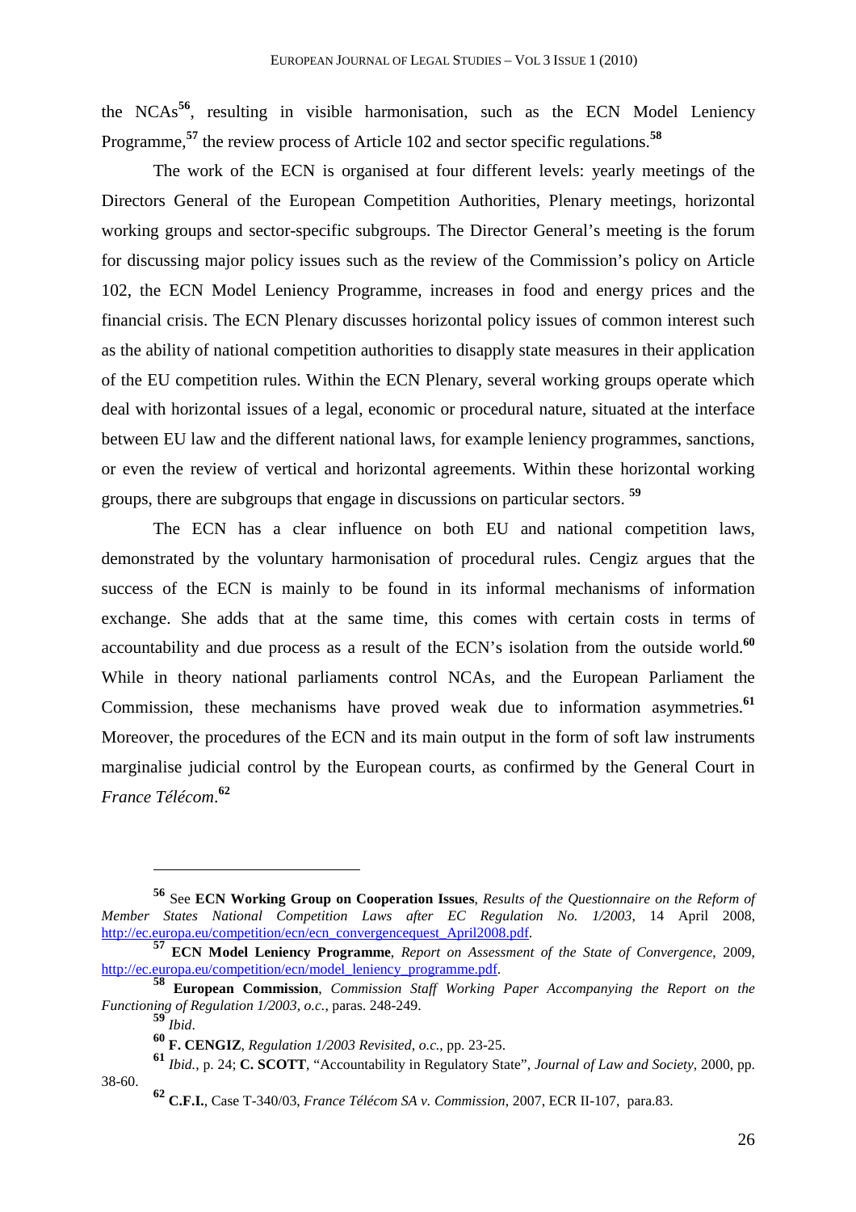the NCAs[56], resulting in visible harmonisation, such as the ECN Model Leniency Programme,[57] the review process of Article 102 and sector specific regulations.[58]

The work of the ECN is organised at four different levels: yearly meetings of the Directors General of the European Competition Authorities, Plenary meetings, horizontal working groups and sector-specific subgroups. The Director General's meeting is the forum for discussing major policy issues such as the review of the Commission's policy on Article 102, the ECN Model Leniency Programme, increases in food and energy prices and the financial crisis. The ECN Plenary discusses horizontal policy issues of common interest such as the ability of national competition authorities to disapply state measures in their application of the EU competition rules. Within the ECN Plenary, several working groups operate which deal with horizontal issues of a legal, economic or procedural nature, situated at the interface between EU law and the different national laws, for example leniency programmes, sanctions, or even the review of vertical and horizontal agreements. Within these horizontal working groups, there are subgroups that engage in discussions on particular sectors. [59]

The ECN has a clear influence on both EU and national competition laws, demonstrated by the voluntary harmonisation of procedural rules. Cengiz argues that the success of the ECN is mainly to be found in its informal mechanisms of information exchange. She adds that at the same time, this comes with certain costs in terms of accountability and due process as a result of the ECN's isolation from the outside world.[60] While in theory national parliaments control NCAs, and the European Parliament the Commission, these mechanisms have proved weak due to information asymmetries.[61] Moreover, the procedures of the ECN and its main output in the form of soft law instruments marginalise judicial control by the European courts, as confirmed by the General Court in *France Télécom*.[62]

---

[56] See **ECN Working Group on Cooperation Issues**, *Results of the Questionnaire on the Reform of Member States National Competition Laws after EC Regulation No. 1/2003*, 14 April 2008, http://ec.europa.eu/competition/ecn/ecn_convergencequest_April2008.pdf.

[57] **ECN Model Leniency Programme**, *Report on Assessment of the State of Convergence*, 2009, http://ec.europa.eu/competition/ecn/model_leniency_programme.pdf.

[58] **European Commission**, *Commission Staff Working Paper Accompanying the Report on the Functioning of Regulation 1/2003*, *o.c.*, paras. 248-249.

[59] *Ibid*.

[60] **F. CENGIZ**, *Regulation 1/2003 Revisited*, *o.c.*, pp. 23-25.

[61] *Ibid.*, p. 24; **C. SCOTT**, "Accountability in Regulatory State", *Journal of Law and Society*, 2000, pp. 38-60.

[62] **C.F.I.**, Case T-340/03, *France Télécom SA v. Commission*, 2007, ECR II-107, para.83.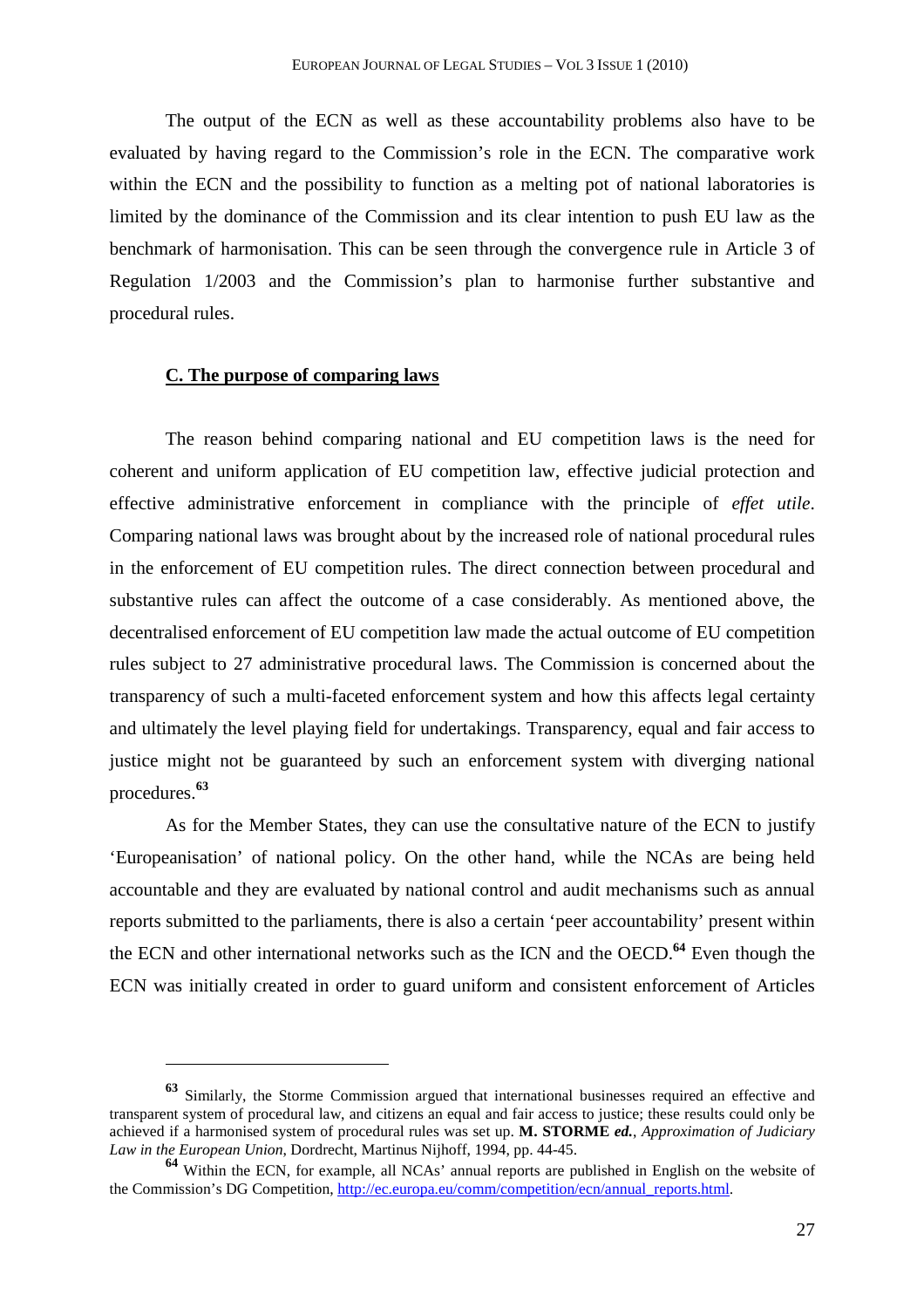The output of the ECN as well as these accountability problems also have to be evaluated by having regard to the Commission's role in the ECN. The comparative work within the ECN and the possibility to function as a melting pot of national laboratories is limited by the dominance of the Commission and its clear intention to push EU law as the benchmark of harmonisation. This can be seen through the convergence rule in Article 3 of Regulation 1/2003 and the Commission's plan to harmonise further substantive and procedural rules.

### C. The purpose of comparing laws

The reason behind comparing national and EU competition laws is the need for coherent and uniform application of EU competition law, effective judicial protection and effective administrative enforcement in compliance with the principle of *effet utile*. Comparing national laws was brought about by the increased role of national procedural rules in the enforcement of EU competition rules. The direct connection between procedural and substantive rules can affect the outcome of a case considerably. As mentioned above, the decentralised enforcement of EU competition law made the actual outcome of EU competition rules subject to 27 administrative procedural laws. The Commission is concerned about the transparency of such a multi-faceted enforcement system and how this affects legal certainty and ultimately the level playing field for undertakings. Transparency, equal and fair access to justice might not be guaranteed by such an enforcement system with diverging national procedures.[63]

As for the Member States, they can use the consultative nature of the ECN to justify 'Europeanisation' of national policy. On the other hand, while the NCAs are being held accountable and they are evaluated by national control and audit mechanisms such as annual reports submitted to the parliaments, there is also a certain 'peer accountability' present within the ECN and other international networks such as the ICN and the OECD.[64] Even though the ECN was initially created in order to guard uniform and consistent enforcement of Articles

---

[63] Similarly, the Storme Commission argued that international businesses required an effective and transparent system of procedural law, and citizens an equal and fair access to justice; these results could only be achieved if a harmonised system of procedural rules was set up. **M. STORME *ed.***, *Approximation of Judiciary Law in the European Union*, Dordrecht, Martinus Nijhoff, 1994, pp. 44-45.

[64] Within the ECN, for example, all NCAs' annual reports are published in English on the website of the Commission's DG Competition, http://ec.europa.eu/comm/competition/ecn/annual_reports.html.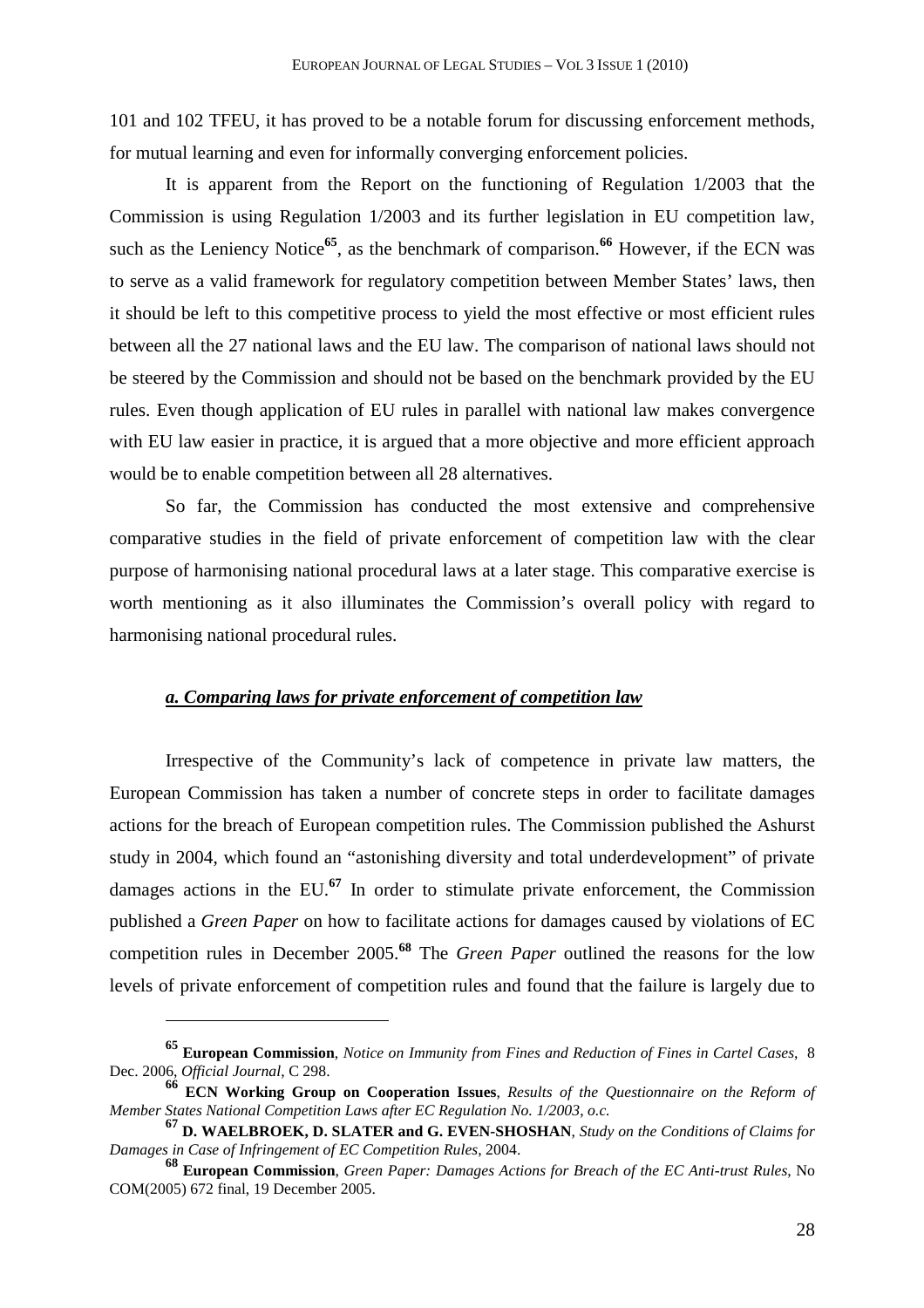101 and 102 TFEU, it has proved to be a notable forum for discussing enforcement methods, for mutual learning and even for informally converging enforcement policies.

It is apparent from the Report on the functioning of Regulation 1/2003 that the Commission is using Regulation 1/2003 and its further legislation in EU competition law, such as the Leniency Notice[65], as the benchmark of comparison.[66] However, if the ECN was to serve as a valid framework for regulatory competition between Member States' laws, then it should be left to this competitive process to yield the most effective or most efficient rules between all the 27 national laws and the EU law. The comparison of national laws should not be steered by the Commission and should not be based on the benchmark provided by the EU rules. Even though application of EU rules in parallel with national law makes convergence with EU law easier in practice, it is argued that a more objective and more efficient approach would be to enable competition between all 28 alternatives.

So far, the Commission has conducted the most extensive and comprehensive comparative studies in the field of private enforcement of competition law with the clear purpose of harmonising national procedural laws at a later stage. This comparative exercise is worth mentioning as it also illuminates the Commission's overall policy with regard to harmonising national procedural rules.

### ***a. Comparing laws for private enforcement of competition law***

Irrespective of the Community's lack of competence in private law matters, the European Commission has taken a number of concrete steps in order to facilitate damages actions for the breach of European competition rules. The Commission published the Ashurst study in 2004, which found an "astonishing diversity and total underdevelopment" of private damages actions in the EU.[67] In order to stimulate private enforcement, the Commission published a *Green Paper* on how to facilitate actions for damages caused by violations of EC competition rules in December 2005.[68] The *Green Paper* outlined the reasons for the low levels of private enforcement of competition rules and found that the failure is largely due to

---

[65] **European Commission**, *Notice on Immunity from Fines and Reduction of Fines in Cartel Cases*, 8 Dec. 2006, *Official Journal*, C 298.

[66] **ECN Working Group on Cooperation Issues**, *Results of the Questionnaire on the Reform of Member States National Competition Laws after EC Regulation No. 1/2003*, *o.c.*

[67] **D. WAELBROEK, D. SLATER and G. EVEN-SHOSHAN**, *Study on the Conditions of Claims for Damages in Case of Infringement of EC Competition Rules*, 2004.

[68] **European Commission**, *Green Paper: Damages Actions for Breach of the EC Anti-trust Rules*, No COM(2005) 672 final, 19 December 2005.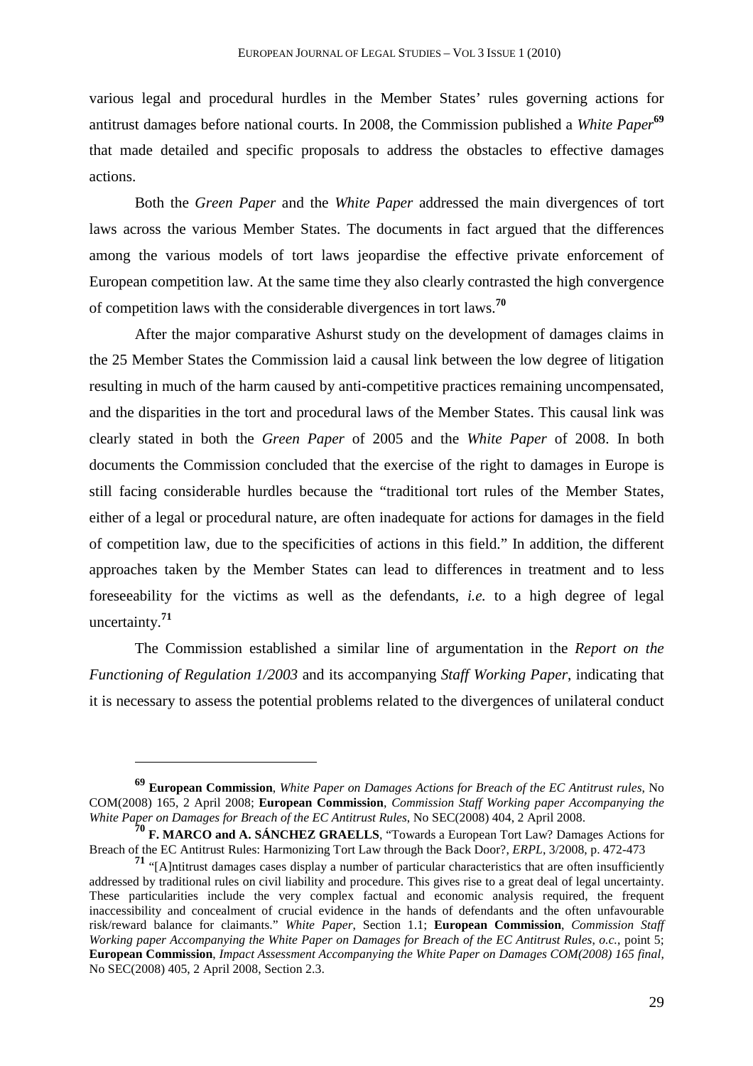various legal and procedural hurdles in the Member States' rules governing actions for antitrust damages before national courts. In 2008, the Commission published a *White Paper*[69] that made detailed and specific proposals to address the obstacles to effective damages actions.

Both the *Green Paper* and the *White Paper* addressed the main divergences of tort laws across the various Member States. The documents in fact argued that the differences among the various models of tort laws jeopardise the effective private enforcement of European competition law. At the same time they also clearly contrasted the high convergence of competition laws with the considerable divergences in tort laws.[70]

After the major comparative Ashurst study on the development of damages claims in the 25 Member States the Commission laid a causal link between the low degree of litigation resulting in much of the harm caused by anti-competitive practices remaining uncompensated, and the disparities in the tort and procedural laws of the Member States. This causal link was clearly stated in both the *Green Paper* of 2005 and the *White Paper* of 2008. In both documents the Commission concluded that the exercise of the right to damages in Europe is still facing considerable hurdles because the "traditional tort rules of the Member States, either of a legal or procedural nature, are often inadequate for actions for damages in the field of competition law, due to the specificities of actions in this field." In addition, the different approaches taken by the Member States can lead to differences in treatment and to less foreseeability for the victims as well as the defendants, *i.e.* to a high degree of legal uncertainty.[71]

The Commission established a similar line of argumentation in the *Report on the Functioning of Regulation 1/2003* and its accompanying *Staff Working Paper*, indicating that it is necessary to assess the potential problems related to the divergences of unilateral conduct

---

[69] **European Commission**, *White Paper on Damages Actions for Breach of the EC Antitrust rules*, No COM(2008) 165, 2 April 2008; **European Commission**, *Commission Staff Working paper Accompanying the White Paper on Damages for Breach of the EC Antitrust Rules*, No SEC(2008) 404, 2 April 2008.

[70] **F. MARCO and A. SÁNCHEZ GRAELLS**, "Towards a European Tort Law? Damages Actions for Breach of the EC Antitrust Rules: Harmonizing Tort Law through the Back Door?, *ERPL*, 3/2008, p. 472-473

[71] "[A]ntitrust damages cases display a number of particular characteristics that are often insufficiently addressed by traditional rules on civil liability and procedure. This gives rise to a great deal of legal uncertainty. These particularities include the very complex factual and economic analysis required, the frequent inaccessibility and concealment of crucial evidence in the hands of defendants and the often unfavourable risk/reward balance for claimants." *White Paper*, Section 1.1; **European Commission**, *Commission Staff Working paper Accompanying the White Paper on Damages for Breach of the EC Antitrust Rules*, *o.c.*, point 5; **European Commission**, *Impact Assessment Accompanying the White Paper on Damages COM(2008) 165 final*, No SEC(2008) 405, 2 April 2008, Section 2.3.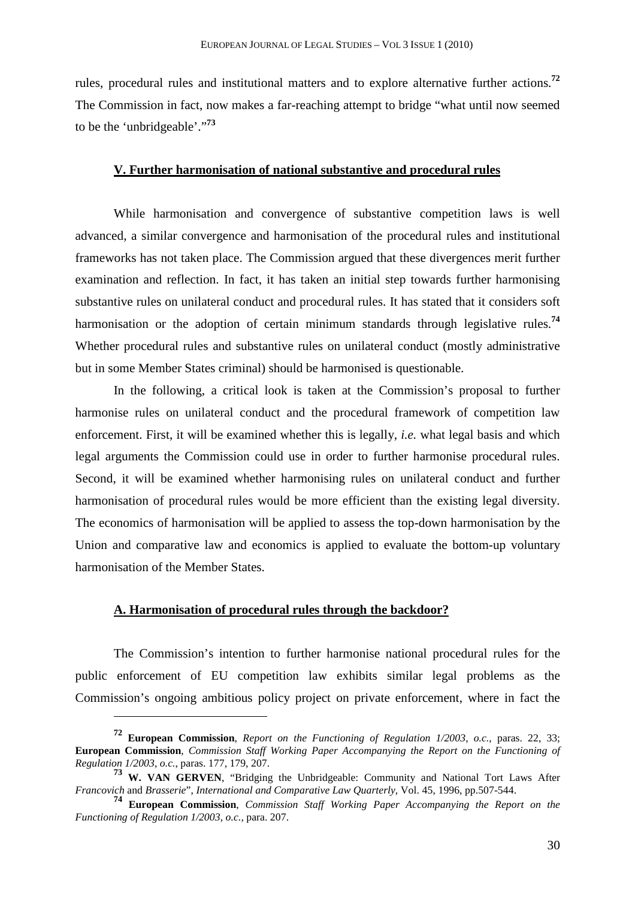rules, procedural rules and institutional matters and to explore alternative further actions.[72] The Commission in fact, now makes a far-reaching attempt to bridge "what until now seemed to be the 'unbridgeable'."[73]

## V. Further harmonisation of national substantive and procedural rules

While harmonisation and convergence of substantive competition laws is well advanced, a similar convergence and harmonisation of the procedural rules and institutional frameworks has not taken place. The Commission argued that these divergences merit further examination and reflection. In fact, it has taken an initial step towards further harmonising substantive rules on unilateral conduct and procedural rules. It has stated that it considers soft harmonisation or the adoption of certain minimum standards through legislative rules.[74] Whether procedural rules and substantive rules on unilateral conduct (mostly administrative but in some Member States criminal) should be harmonised is questionable.

In the following, a critical look is taken at the Commission's proposal to further harmonise rules on unilateral conduct and the procedural framework of competition law enforcement. First, it will be examined whether this is legally, *i.e.* what legal basis and which legal arguments the Commission could use in order to further harmonise procedural rules. Second, it will be examined whether harmonising rules on unilateral conduct and further harmonisation of procedural rules would be more efficient than the existing legal diversity. The economics of harmonisation will be applied to assess the top-down harmonisation by the Union and comparative law and economics is applied to evaluate the bottom-up voluntary harmonisation of the Member States.

### A. Harmonisation of procedural rules through the backdoor?

The Commission's intention to further harmonise national procedural rules for the public enforcement of EU competition law exhibits similar legal problems as the Commission's ongoing ambitious policy project on private enforcement, where in fact the

---

[72] **European Commission**, *Report on the Functioning of Regulation 1/2003*, *o.c.*, paras. 22, 33; **European Commission**, *Commission Staff Working Paper Accompanying the Report on the Functioning of Regulation 1/2003*, *o.c.*, paras. 177, 179, 207.

[73] **W. VAN GERVEN**, "Bridging the Unbridgeable: Community and National Tort Laws After *Francovich* and *Brasserie*", *International and Comparative Law Quarterly*, Vol. 45, 1996, pp.507-544.

[74] **European Commission**, *Commission Staff Working Paper Accompanying the Report on the Functioning of Regulation 1/2003*, *o.c.*, para. 207.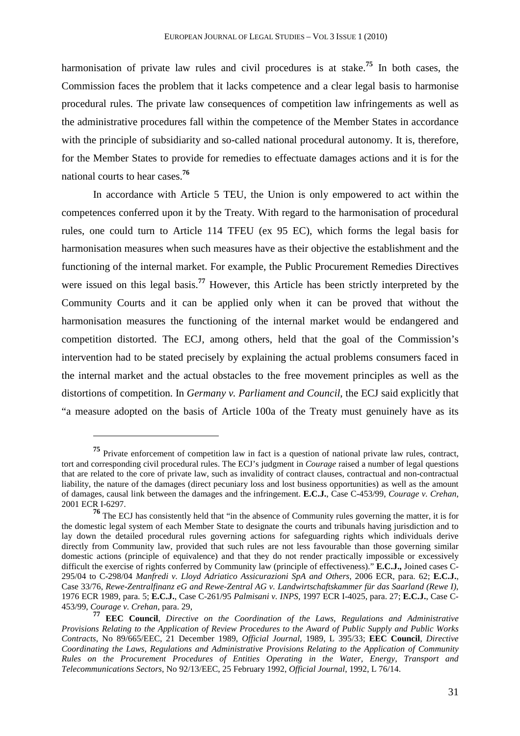harmonisation of private law rules and civil procedures is at stake.[75] In both cases, the Commission faces the problem that it lacks competence and a clear legal basis to harmonise procedural rules. The private law consequences of competition law infringements as well as the administrative procedures fall within the competence of the Member States in accordance with the principle of subsidiarity and so-called national procedural autonomy. It is, therefore, for the Member States to provide for remedies to effectuate damages actions and it is for the national courts to hear cases.[76]

In accordance with Article 5 TEU, the Union is only empowered to act within the competences conferred upon it by the Treaty. With regard to the harmonisation of procedural rules, one could turn to Article 114 TFEU (ex 95 EC), which forms the legal basis for harmonisation measures when such measures have as their objective the establishment and the functioning of the internal market. For example, the Public Procurement Remedies Directives were issued on this legal basis.[77] However, this Article has been strictly interpreted by the Community Courts and it can be applied only when it can be proved that without the harmonisation measures the functioning of the internal market would be endangered and competition distorted. The ECJ, among others, held that the goal of the Commission's intervention had to be stated precisely by explaining the actual problems consumers faced in the internal market and the actual obstacles to the free movement principles as well as the distortions of competition. In *Germany v. Parliament and Council*, the ECJ said explicitly that "a measure adopted on the basis of Article 100a of the Treaty must genuinely have as its

---

[75] Private enforcement of competition law in fact is a question of national private law rules, contract, tort and corresponding civil procedural rules. The ECJ's judgment in *Courage* raised a number of legal questions that are related to the core of private law, such as invalidity of contract clauses, contractual and non-contractual liability, the nature of the damages (direct pecuniary loss and lost business opportunities) as well as the amount of damages, causal link between the damages and the infringement. **E.C.J.**, Case C-453/99, *Courage v. Crehan*, 2001 ECR I-6297.

[76] The ECJ has consistently held that "in the absence of Community rules governing the matter, it is for the domestic legal system of each Member State to designate the courts and tribunals having jurisdiction and to lay down the detailed procedural rules governing actions for safeguarding rights which individuals derive directly from Community law, provided that such rules are not less favourable than those governing similar domestic actions (principle of equivalence) and that they do not render practically impossible or excessively difficult the exercise of rights conferred by Community law (principle of effectiveness)." **E.C.J.,** Joined cases C-295/04 to C-298/04 *Manfredi v. Lloyd Adriatico Assicurazioni SpA and Others*, 2006 ECR, para. 62; **E.C.J.**, Case 33/76, *Rewe-Zentralfinanz eG and Rewe-Zentral AG v. Landwirtschaftskammer für das Saarland (Rewe I)*, 1976 ECR 1989, para. 5; **E.C.J.**, Case C-261/95 *Palmisani v. INPS*, 1997 ECR I-4025, para. 27; **E.C.J.**, Case C-453/99, *Courage v. Crehan*, para. 29,

[77] **EEC Council**, *Directive on the Coordination of the Laws, Regulations and Administrative Provisions Relating to the Application of Review Procedures to the Award of Public Supply and Public Works Contracts*, No 89/665/EEC, 21 December 1989, *Official Journal*, 1989, L 395/33; **EEC Council**, *Directive Coordinating the Laws, Regulations and Administrative Provisions Relating to the Application of Community Rules on the Procurement Procedures of Entities Operating in the Water, Energy, Transport and Telecommunications Sectors*, No 92/13/EEC, 25 February 1992, *Official Journal*, 1992, L 76/14.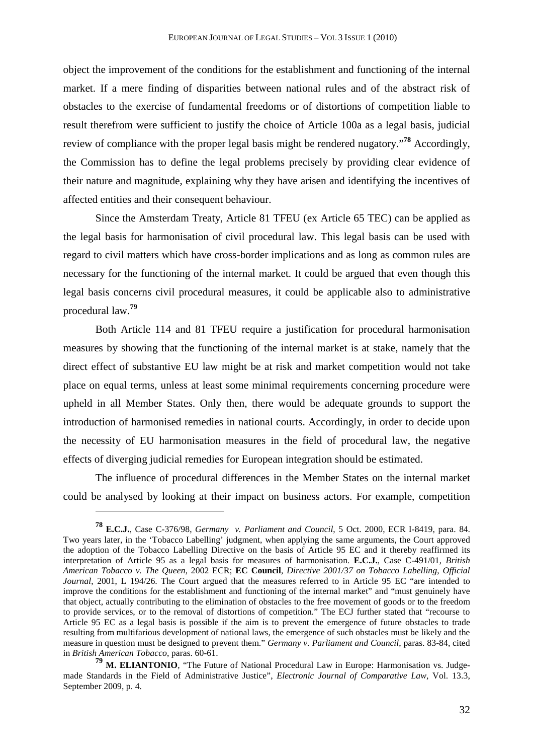object the improvement of the conditions for the establishment and functioning of the internal market. If a mere finding of disparities between national rules and of the abstract risk of obstacles to the exercise of fundamental freedoms or of distortions of competition liable to result therefrom were sufficient to justify the choice of Article 100a as a legal basis, judicial review of compliance with the proper legal basis might be rendered nugatory."[78] Accordingly, the Commission has to define the legal problems precisely by providing clear evidence of their nature and magnitude, explaining why they have arisen and identifying the incentives of affected entities and their consequent behaviour.

Since the Amsterdam Treaty, Article 81 TFEU (ex Article 65 TEC) can be applied as the legal basis for harmonisation of civil procedural law. This legal basis can be used with regard to civil matters which have cross-border implications and as long as common rules are necessary for the functioning of the internal market. It could be argued that even though this legal basis concerns civil procedural measures, it could be applicable also to administrative procedural law.[79]

Both Article 114 and 81 TFEU require a justification for procedural harmonisation measures by showing that the functioning of the internal market is at stake, namely that the direct effect of substantive EU law might be at risk and market competition would not take place on equal terms, unless at least some minimal requirements concerning procedure were upheld in all Member States. Only then, there would be adequate grounds to support the introduction of harmonised remedies in national courts. Accordingly, in order to decide upon the necessity of EU harmonisation measures in the field of procedural law, the negative effects of diverging judicial remedies for European integration should be estimated.

The influence of procedural differences in the Member States on the internal market could be analysed by looking at their impact on business actors. For example, competition

---

[78] **E.C.J.**, Case C-376/98, *Germany v. Parliament and Council*, 5 Oct. 2000, ECR I-8419, para. 84. Two years later, in the 'Tobacco Labelling' judgment, when applying the same arguments, the Court approved the adoption of the Tobacco Labelling Directive on the basis of Article 95 EC and it thereby reaffirmed its interpretation of Article 95 as a legal basis for measures of harmonisation. **E.C.J.**, Case C-491/01, *British American Tobacco v. The Queen*, 2002 ECR; **EC Council**, *Directive 2001/37 on Tobacco Labelling*, *Official Journal*, 2001, L 194/26. The Court argued that the measures referred to in Article 95 EC "are intended to improve the conditions for the establishment and functioning of the internal market" and "must genuinely have that object, actually contributing to the elimination of obstacles to the free movement of goods or to the freedom to provide services, or to the removal of distortions of competition." The ECJ further stated that "recourse to Article 95 EC as a legal basis is possible if the aim is to prevent the emergence of future obstacles to trade resulting from multifarious development of national laws, the emergence of such obstacles must be likely and the measure in question must be designed to prevent them." *Germany v. Parliament and Council*, paras. 83-84, cited in *British American Tobacco*, paras. 60-61.

[79] **M. ELIANTONIO**, "The Future of National Procedural Law in Europe: Harmonisation vs. Judge-made Standards in the Field of Administrative Justice", *Electronic Journal of Comparative Law*, Vol. 13.3, September 2009, p. 4.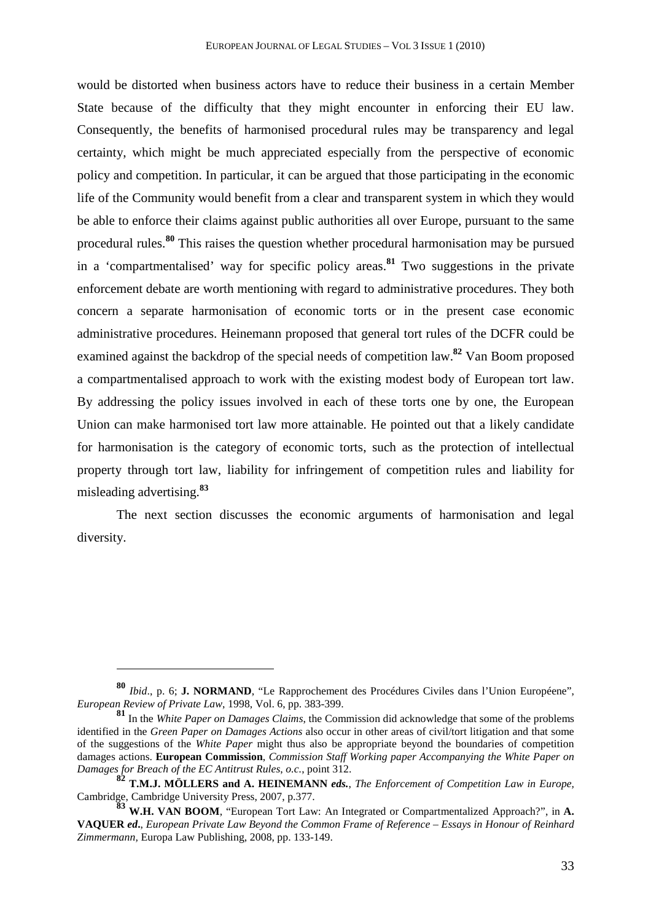would be distorted when business actors have to reduce their business in a certain Member State because of the difficulty that they might encounter in enforcing their EU law. Consequently, the benefits of harmonised procedural rules may be transparency and legal certainty, which might be much appreciated especially from the perspective of economic policy and competition. In particular, it can be argued that those participating in the economic life of the Community would benefit from a clear and transparent system in which they would be able to enforce their claims against public authorities all over Europe, pursuant to the same procedural rules.[80] This raises the question whether procedural harmonisation may be pursued in a 'compartmentalised' way for specific policy areas.[81] Two suggestions in the private enforcement debate are worth mentioning with regard to administrative procedures. They both concern a separate harmonisation of economic torts or in the present case economic administrative procedures. Heinemann proposed that general tort rules of the DCFR could be examined against the backdrop of the special needs of competition law.[82] Van Boom proposed a compartmentalised approach to work with the existing modest body of European tort law. By addressing the policy issues involved in each of these torts one by one, the European Union can make harmonised tort law more attainable. He pointed out that a likely candidate for harmonisation is the category of economic torts, such as the protection of intellectual property through tort law, liability for infringement of competition rules and liability for misleading advertising.[83]

The next section discusses the economic arguments of harmonisation and legal diversity.

---

[80] *Ibid*., p. 6; **J. NORMAND**, "Le Rapprochement des Procédures Civiles dans l'Union Européene", *European Review of Private Law*, 1998, Vol. 6, pp. 383-399.

[81] In the *White Paper on Damages Claims*, the Commission did acknowledge that some of the problems identified in the *Green Paper on Damages Actions* also occur in other areas of civil/tort litigation and that some of the suggestions of the *White Paper* might thus also be appropriate beyond the boundaries of competition damages actions. **European Commission**, *Commission Staff Working paper Accompanying the White Paper on Damages for Breach of the EC Antitrust Rules*, *o.c.*, point 312.

[82] **T.M.J. MÖLLERS and A. HEINEMANN** *eds.*, *The Enforcement of Competition Law in Europe*, Cambridge, Cambridge University Press, 2007, p.377.

[83] **W.H. VAN BOOM**, "European Tort Law: An Integrated or Compartmentalized Approach?", in **A. VAQUER** *ed*., *European Private Law Beyond the Common Frame of Reference – Essays in Honour of Reinhard Zimmermann*, Europa Law Publishing, 2008, pp. 133-149.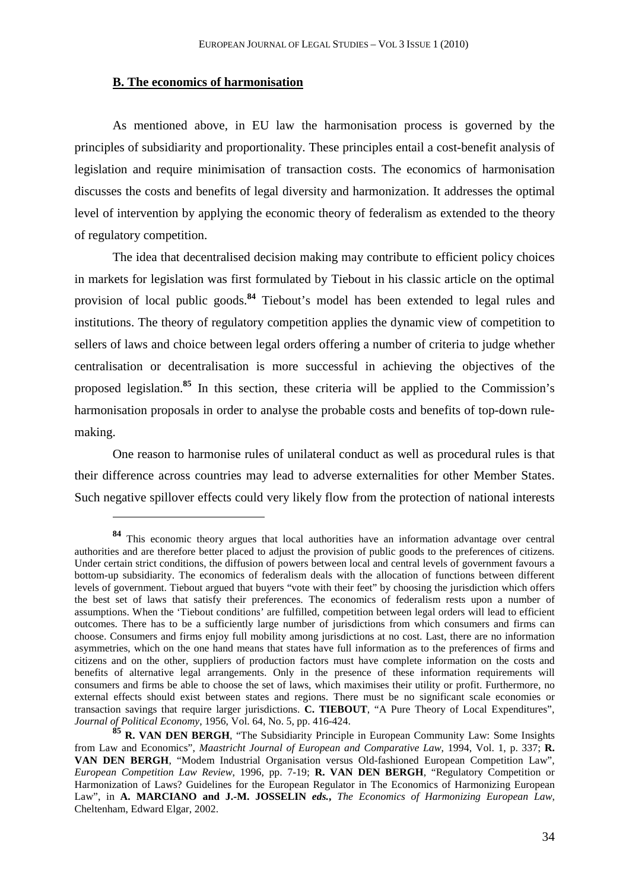### B. The economics of harmonisation

As mentioned above, in EU law the harmonisation process is governed by the principles of subsidiarity and proportionality. These principles entail a cost-benefit analysis of legislation and require minimisation of transaction costs. The economics of harmonisation discusses the costs and benefits of legal diversity and harmonization. It addresses the optimal level of intervention by applying the economic theory of federalism as extended to the theory of regulatory competition.

The idea that decentralised decision making may contribute to efficient policy choices in markets for legislation was first formulated by Tiebout in his classic article on the optimal provision of local public goods.[84] Tiebout's model has been extended to legal rules and institutions. The theory of regulatory competition applies the dynamic view of competition to sellers of laws and choice between legal orders offering a number of criteria to judge whether centralisation or decentralisation is more successful in achieving the objectives of the proposed legislation.[85] In this section, these criteria will be applied to the Commission's harmonisation proposals in order to analyse the probable costs and benefits of top-down rule-making.

One reason to harmonise rules of unilateral conduct as well as procedural rules is that their difference across countries may lead to adverse externalities for other Member States. Such negative spillover effects could very likely flow from the protection of national interests

---

[84] This economic theory argues that local authorities have an information advantage over central authorities and are therefore better placed to adjust the provision of public goods to the preferences of citizens. Under certain strict conditions, the diffusion of powers between local and central levels of government favours a bottom-up subsidiarity. The economics of federalism deals with the allocation of functions between different levels of government. Tiebout argued that buyers "vote with their feet" by choosing the jurisdiction which offers the best set of laws that satisfy their preferences. The economics of federalism rests upon a number of assumptions. When the 'Tiebout conditions' are fulfilled, competition between legal orders will lead to efficient outcomes. There has to be a sufficiently large number of jurisdictions from which consumers and firms can choose. Consumers and firms enjoy full mobility among jurisdictions at no cost. Last, there are no information asymmetries, which on the one hand means that states have full information as to the preferences of firms and citizens and on the other, suppliers of production factors must have complete information on the costs and benefits of alternative legal arrangements. Only in the presence of these information requirements will consumers and firms be able to choose the set of laws, which maximises their utility or profit. Furthermore, no external effects should exist between states and regions. There must be no significant scale economies or transaction savings that require larger jurisdictions. **C. TIEBOUT**, "A Pure Theory of Local Expenditures", *Journal of Political Economy*, 1956, Vol. 64, No. 5, pp. 416-424.

[85] **R. VAN DEN BERGH**, "The Subsidiarity Principle in European Community Law: Some Insights from Law and Economics", *Maastricht Journal of European and Comparative Law*, 1994, Vol. 1, p. 337; **R. VAN DEN BERGH**, "Modem Industrial Organisation versus Old-fashioned European Competition Law", *European Competition Law Review*, 1996, pp. 7-19; **R. VAN DEN BERGH**, "Regulatory Competition or Harmonization of Laws? Guidelines for the European Regulator in The Economics of Harmonizing European Law", in **A. MARCIANO and J.-M. JOSSELIN** *eds.*, *The Economics of Harmonizing European Law*, Cheltenham, Edward Elgar, 2002.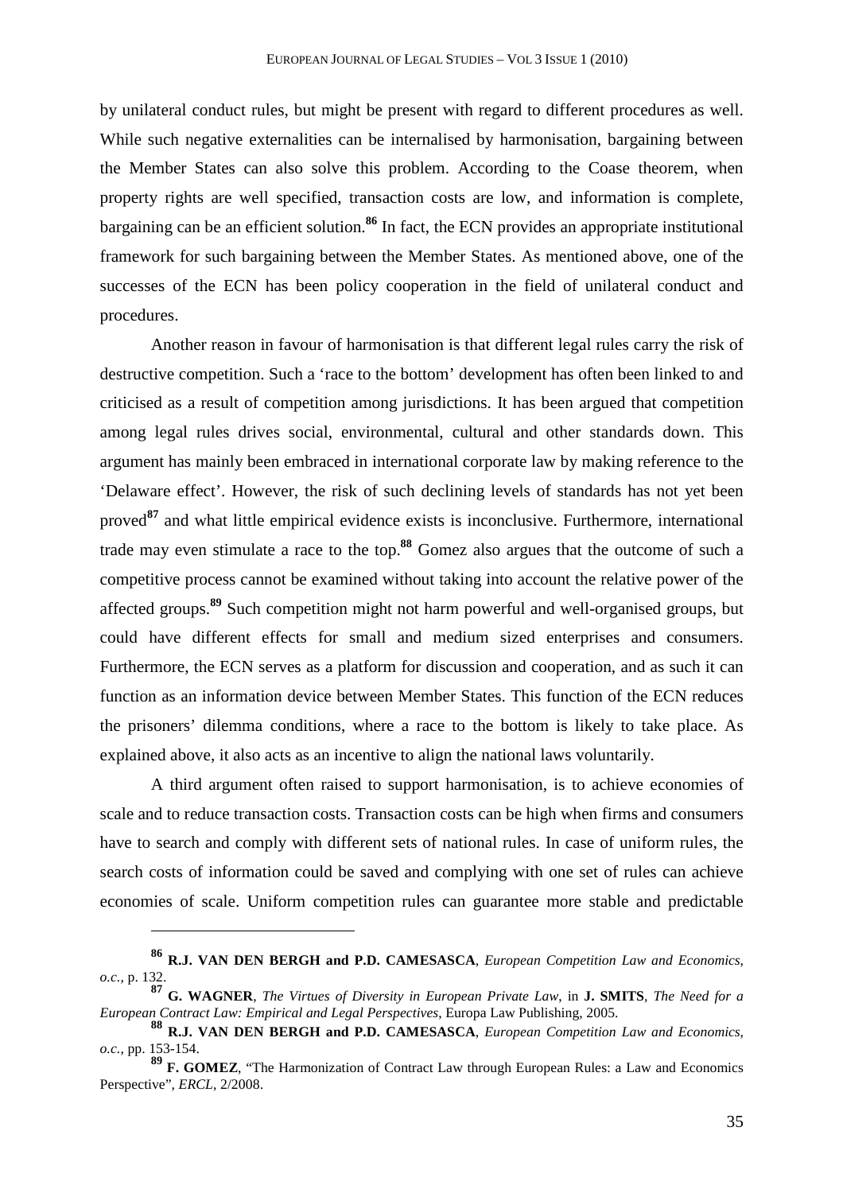by unilateral conduct rules, but might be present with regard to different procedures as well. While such negative externalities can be internalised by harmonisation, bargaining between the Member States can also solve this problem. According to the Coase theorem, when property rights are well specified, transaction costs are low, and information is complete, bargaining can be an efficient solution.[86] In fact, the ECN provides an appropriate institutional framework for such bargaining between the Member States. As mentioned above, one of the successes of the ECN has been policy cooperation in the field of unilateral conduct and procedures.

Another reason in favour of harmonisation is that different legal rules carry the risk of destructive competition. Such a 'race to the bottom' development has often been linked to and criticised as a result of competition among jurisdictions. It has been argued that competition among legal rules drives social, environmental, cultural and other standards down. This argument has mainly been embraced in international corporate law by making reference to the 'Delaware effect'. However, the risk of such declining levels of standards has not yet been proved[87] and what little empirical evidence exists is inconclusive. Furthermore, international trade may even stimulate a race to the top.[88] Gomez also argues that the outcome of such a competitive process cannot be examined without taking into account the relative power of the affected groups.[89] Such competition might not harm powerful and well-organised groups, but could have different effects for small and medium sized enterprises and consumers. Furthermore, the ECN serves as a platform for discussion and cooperation, and as such it can function as an information device between Member States. This function of the ECN reduces the prisoners' dilemma conditions, where a race to the bottom is likely to take place. As explained above, it also acts as an incentive to align the national laws voluntarily.

A third argument often raised to support harmonisation, is to achieve economies of scale and to reduce transaction costs. Transaction costs can be high when firms and consumers have to search and comply with different sets of national rules. In case of uniform rules, the search costs of information could be saved and complying with one set of rules can achieve economies of scale. Uniform competition rules can guarantee more stable and predictable

---

[86] **R.J. VAN DEN BERGH and P.D. CAMESASCA**, *European Competition Law and Economics*, *o.c.*, p. 132.

[87] **G. WAGNER**, *The Virtues of Diversity in European Private Law*, in **J. SMITS**, *The Need for a European Contract Law: Empirical and Legal Perspectives*, Europa Law Publishing, 2005.

[88] **R.J. VAN DEN BERGH and P.D. CAMESASCA**, *European Competition Law and Economics*, *o.c.*, pp. 153-154.

[89] **F. GOMEZ**, "The Harmonization of Contract Law through European Rules: a Law and Economics Perspective", *ERCL*, 2/2008.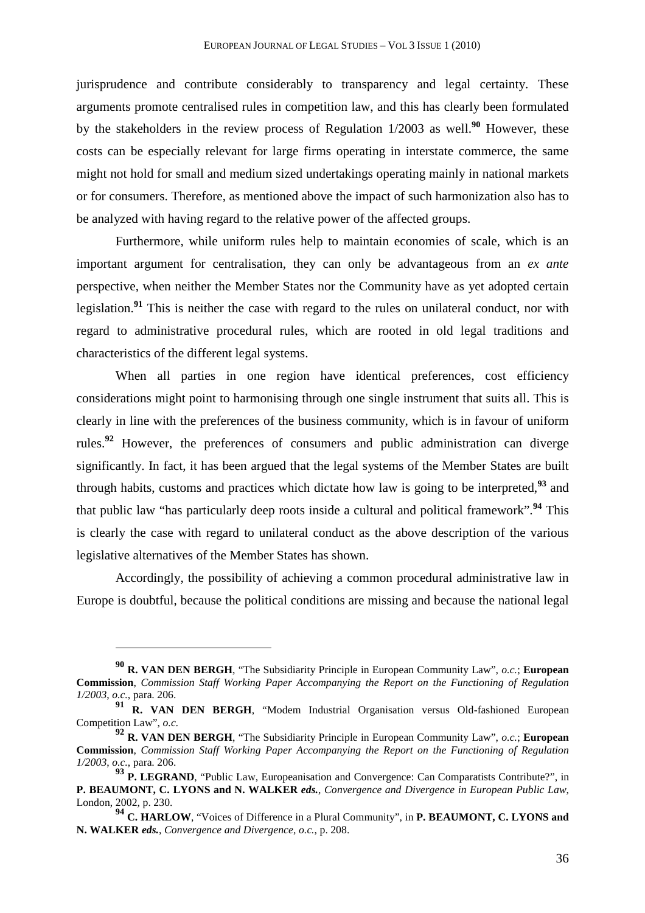jurisprudence and contribute considerably to transparency and legal certainty. These arguments promote centralised rules in competition law, and this has clearly been formulated by the stakeholders in the review process of Regulation 1/2003 as well.[90] However, these costs can be especially relevant for large firms operating in interstate commerce, the same might not hold for small and medium sized undertakings operating mainly in national markets or for consumers. Therefore, as mentioned above the impact of such harmonization also has to be analyzed with having regard to the relative power of the affected groups.

Furthermore, while uniform rules help to maintain economies of scale, which is an important argument for centralisation, they can only be advantageous from an *ex ante* perspective, when neither the Member States nor the Community have as yet adopted certain legislation.[91] This is neither the case with regard to the rules on unilateral conduct, nor with regard to administrative procedural rules, which are rooted in old legal traditions and characteristics of the different legal systems.

When all parties in one region have identical preferences, cost efficiency considerations might point to harmonising through one single instrument that suits all. This is clearly in line with the preferences of the business community, which is in favour of uniform rules.[92] However, the preferences of consumers and public administration can diverge significantly. In fact, it has been argued that the legal systems of the Member States are built through habits, customs and practices which dictate how law is going to be interpreted,[93] and that public law "has particularly deep roots inside a cultural and political framework".[94] This is clearly the case with regard to unilateral conduct as the above description of the various legislative alternatives of the Member States has shown.

Accordingly, the possibility of achieving a common procedural administrative law in Europe is doubtful, because the political conditions are missing and because the national legal

---

[90] **R. VAN DEN BERGH**, "The Subsidiarity Principle in European Community Law", *o.c.*; **European Commission**, *Commission Staff Working Paper Accompanying the Report on the Functioning of Regulation 1/2003*, *o.c.*, para. 206.

[91] **R. VAN DEN BERGH**, "Modem Industrial Organisation versus Old-fashioned European Competition Law", *o.c.*

[92] **R. VAN DEN BERGH**, "The Subsidiarity Principle in European Community Law", *o.c.*; **European Commission**, *Commission Staff Working Paper Accompanying the Report on the Functioning of Regulation 1/2003*, *o.c.*, para. 206.

[93] **P. LEGRAND**, "Public Law, Europeanisation and Convergence: Can Comparatists Contribute?", in **P. BEAUMONT, C. LYONS and N. WALKER** ***eds.***, *Convergence and Divergence in European Public Law*, London, 2002, p. 230.

[94] **C. HARLOW**, "Voices of Difference in a Plural Community", in **P. BEAUMONT, C. LYONS and N. WALKER** ***eds.***, *Convergence and Divergence*, *o.c.*, p. 208.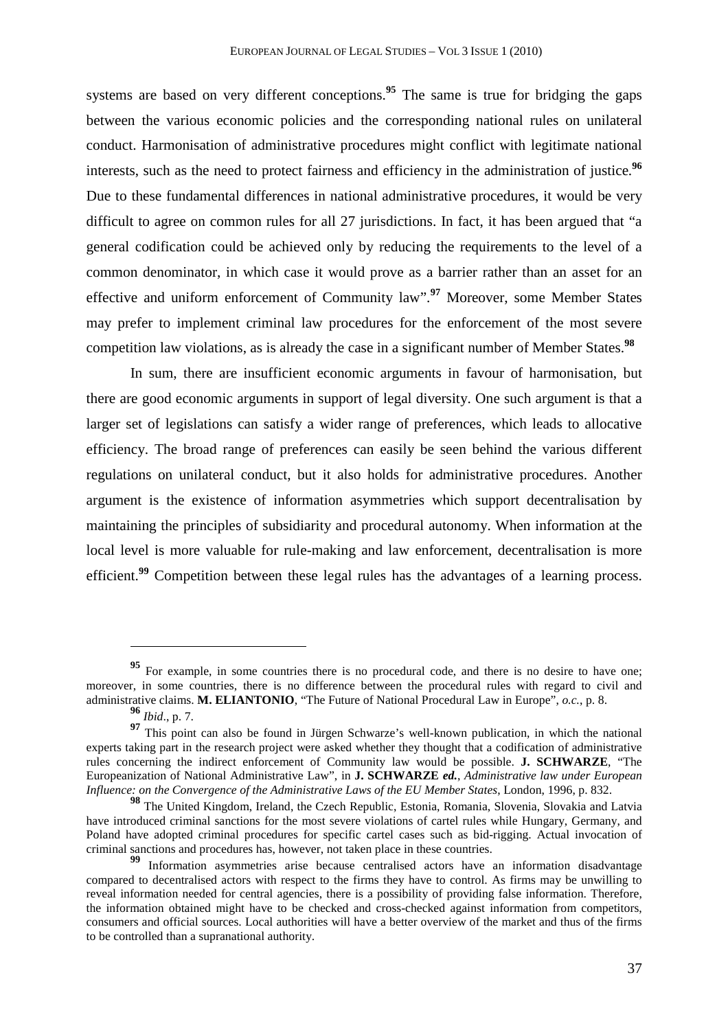systems are based on very different conceptions.[95] The same is true for bridging the gaps between the various economic policies and the corresponding national rules on unilateral conduct. Harmonisation of administrative procedures might conflict with legitimate national interests, such as the need to protect fairness and efficiency in the administration of justice.[96] Due to these fundamental differences in national administrative procedures, it would be very difficult to agree on common rules for all 27 jurisdictions. In fact, it has been argued that "a general codification could be achieved only by reducing the requirements to the level of a common denominator, in which case it would prove as a barrier rather than an asset for an effective and uniform enforcement of Community law".[97] Moreover, some Member States may prefer to implement criminal law procedures for the enforcement of the most severe competition law violations, as is already the case in a significant number of Member States.[98]

In sum, there are insufficient economic arguments in favour of harmonisation, but there are good economic arguments in support of legal diversity. One such argument is that a larger set of legislations can satisfy a wider range of preferences, which leads to allocative efficiency. The broad range of preferences can easily be seen behind the various different regulations on unilateral conduct, but it also holds for administrative procedures. Another argument is the existence of information asymmetries which support decentralisation by maintaining the principles of subsidiarity and procedural autonomy. When information at the local level is more valuable for rule-making and law enforcement, decentralisation is more efficient.[99] Competition between these legal rules has the advantages of a learning process.

---

[95] For example, in some countries there is no procedural code, and there is no desire to have one; moreover, in some countries, there is no difference between the procedural rules with regard to civil and administrative claims. **M. ELIANTONIO**, "The Future of National Procedural Law in Europe", *o.c.*, p. 8.

[96] *Ibid*., p. 7.

[97] This point can also be found in Jürgen Schwarze's well-known publication, in which the national experts taking part in the research project were asked whether they thought that a codification of administrative rules concerning the indirect enforcement of Community law would be possible. **J. SCHWARZE**, "The Europeanization of National Administrative Law", in **J. SCHWARZE** *ed.*, *Administrative law under European Influence: on the Convergence of the Administrative Laws of the EU Member States*, London, 1996, p. 832.

[98] The United Kingdom, Ireland, the Czech Republic, Estonia, Romania, Slovenia, Slovakia and Latvia have introduced criminal sanctions for the most severe violations of cartel rules while Hungary, Germany, and Poland have adopted criminal procedures for specific cartel cases such as bid-rigging. Actual invocation of criminal sanctions and procedures has, however, not taken place in these countries.

[99] Information asymmetries arise because centralised actors have an information disadvantage compared to decentralised actors with respect to the firms they have to control. As firms may be unwilling to reveal information needed for central agencies, there is a possibility of providing false information. Therefore, the information obtained might have to be checked and cross-checked against information from competitors, consumers and official sources. Local authorities will have a better overview of the market and thus of the firms to be controlled than a supranational authority.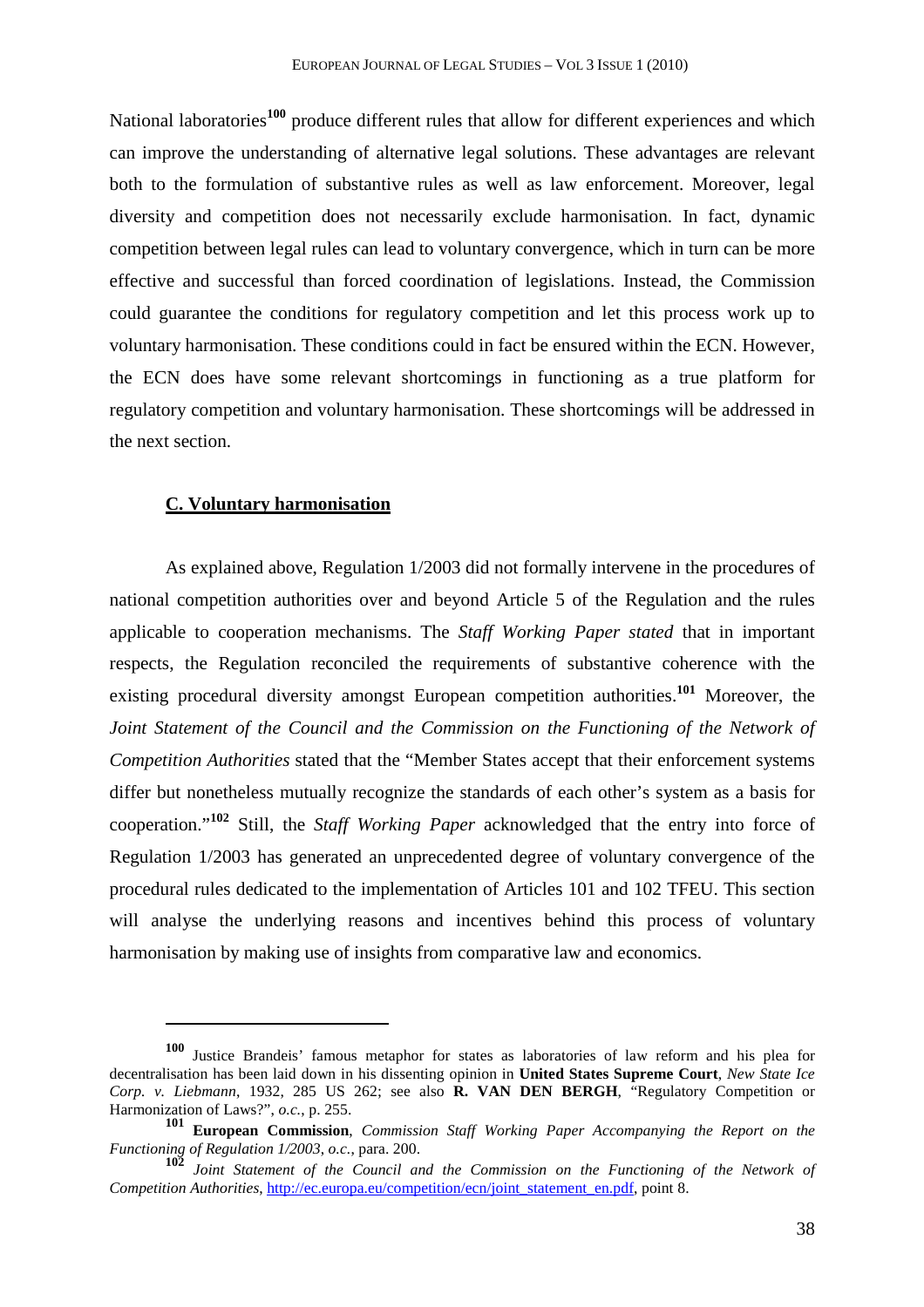National laboratories[100] produce different rules that allow for different experiences and which can improve the understanding of alternative legal solutions. These advantages are relevant both to the formulation of substantive rules as well as law enforcement. Moreover, legal diversity and competition does not necessarily exclude harmonisation. In fact, dynamic competition between legal rules can lead to voluntary convergence, which in turn can be more effective and successful than forced coordination of legislations. Instead, the Commission could guarantee the conditions for regulatory competition and let this process work up to voluntary harmonisation. These conditions could in fact be ensured within the ECN. However, the ECN does have some relevant shortcomings in functioning as a true platform for regulatory competition and voluntary harmonisation. These shortcomings will be addressed in the next section.

### C. Voluntary harmonisation

As explained above, Regulation 1/2003 did not formally intervene in the procedures of national competition authorities over and beyond Article 5 of the Regulation and the rules applicable to cooperation mechanisms. The *Staff Working Paper stated* that in important respects, the Regulation reconciled the requirements of substantive coherence with the existing procedural diversity amongst European competition authorities.[101] Moreover, the *Joint Statement of the Council and the Commission on the Functioning of the Network of Competition Authorities* stated that the "Member States accept that their enforcement systems differ but nonetheless mutually recognize the standards of each other's system as a basis for cooperation."[102] Still, the *Staff Working Paper* acknowledged that the entry into force of Regulation 1/2003 has generated an unprecedented degree of voluntary convergence of the procedural rules dedicated to the implementation of Articles 101 and 102 TFEU. This section will analyse the underlying reasons and incentives behind this process of voluntary harmonisation by making use of insights from comparative law and economics.

---

[100] Justice Brandeis' famous metaphor for states as laboratories of law reform and his plea for decentralisation has been laid down in his dissenting opinion in **United States Supreme Court**, *New State Ice Corp. v. Liebmann*, 1932, 285 US 262; see also **R. VAN DEN BERGH**, "Regulatory Competition or Harmonization of Laws?", *o.c.*, p. 255.

[101] **European Commission**, *Commission Staff Working Paper Accompanying the Report on the Functioning of Regulation 1/2003*, *o.c.*, para. 200.

[102] *Joint Statement of the Council and the Commission on the Functioning of the Network of Competition Authorities*, http://ec.europa.eu/competition/ecn/joint_statement_en.pdf, point 8.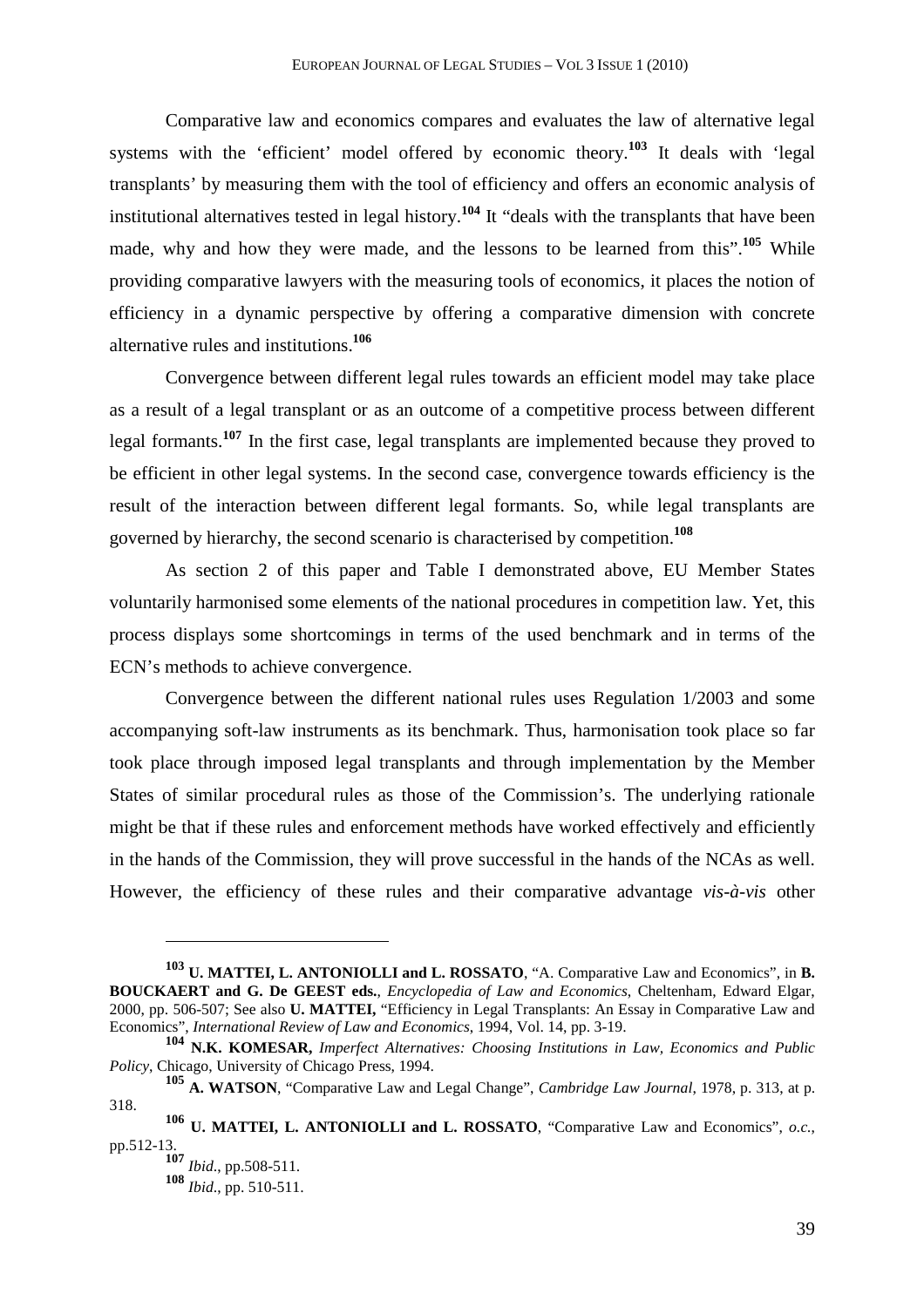Comparative law and economics compares and evaluates the law of alternative legal systems with the 'efficient' model offered by economic theory.[103] It deals with 'legal transplants' by measuring them with the tool of efficiency and offers an economic analysis of institutional alternatives tested in legal history.[104] It "deals with the transplants that have been made, why and how they were made, and the lessons to be learned from this".[105] While providing comparative lawyers with the measuring tools of economics, it places the notion of efficiency in a dynamic perspective by offering a comparative dimension with concrete alternative rules and institutions.[106]

Convergence between different legal rules towards an efficient model may take place as a result of a legal transplant or as an outcome of a competitive process between different legal formants.[107] In the first case, legal transplants are implemented because they proved to be efficient in other legal systems. In the second case, convergence towards efficiency is the result of the interaction between different legal formants. So, while legal transplants are governed by hierarchy, the second scenario is characterised by competition.[108]

As section 2 of this paper and Table I demonstrated above, EU Member States voluntarily harmonised some elements of the national procedures in competition law. Yet, this process displays some shortcomings in terms of the used benchmark and in terms of the ECN's methods to achieve convergence.

Convergence between the different national rules uses Regulation 1/2003 and some accompanying soft-law instruments as its benchmark. Thus, harmonisation took place so far took place through imposed legal transplants and through implementation by the Member States of similar procedural rules as those of the Commission's. The underlying rationale might be that if these rules and enforcement methods have worked effectively and efficiently in the hands of the Commission, they will prove successful in the hands of the NCAs as well. However, the efficiency of these rules and their comparative advantage *vis-à-vis* other

---

[103] **U. MATTEI, L. ANTONIOLLI and L. ROSSATO**, "A. Comparative Law and Economics", in **B. BOUCKAERT and G. De GEEST eds.**, *Encyclopedia of Law and Economics*, Cheltenham, Edward Elgar, 2000, pp. 506-507; See also **U. MATTEI,** "Efficiency in Legal Transplants: An Essay in Comparative Law and Economics", *International Review of Law and Economics*, 1994, Vol. 14, pp. 3-19.

[104] **N.K. KOMESAR,** *Imperfect Alternatives: Choosing Institutions in Law, Economics and Public Policy*, Chicago, University of Chicago Press, 1994.

[105] **A. WATSON**, "Comparative Law and Legal Change", *Cambridge Law Journal*, 1978, p. 313, at p. 318.

[106] **U. MATTEI, L. ANTONIOLLI and L. ROSSATO**, "Comparative Law and Economics", *o.c.*, pp.512-13.

[107] *Ibid.*, pp.508-511.

[108] *Ibid.*, pp. 510-511.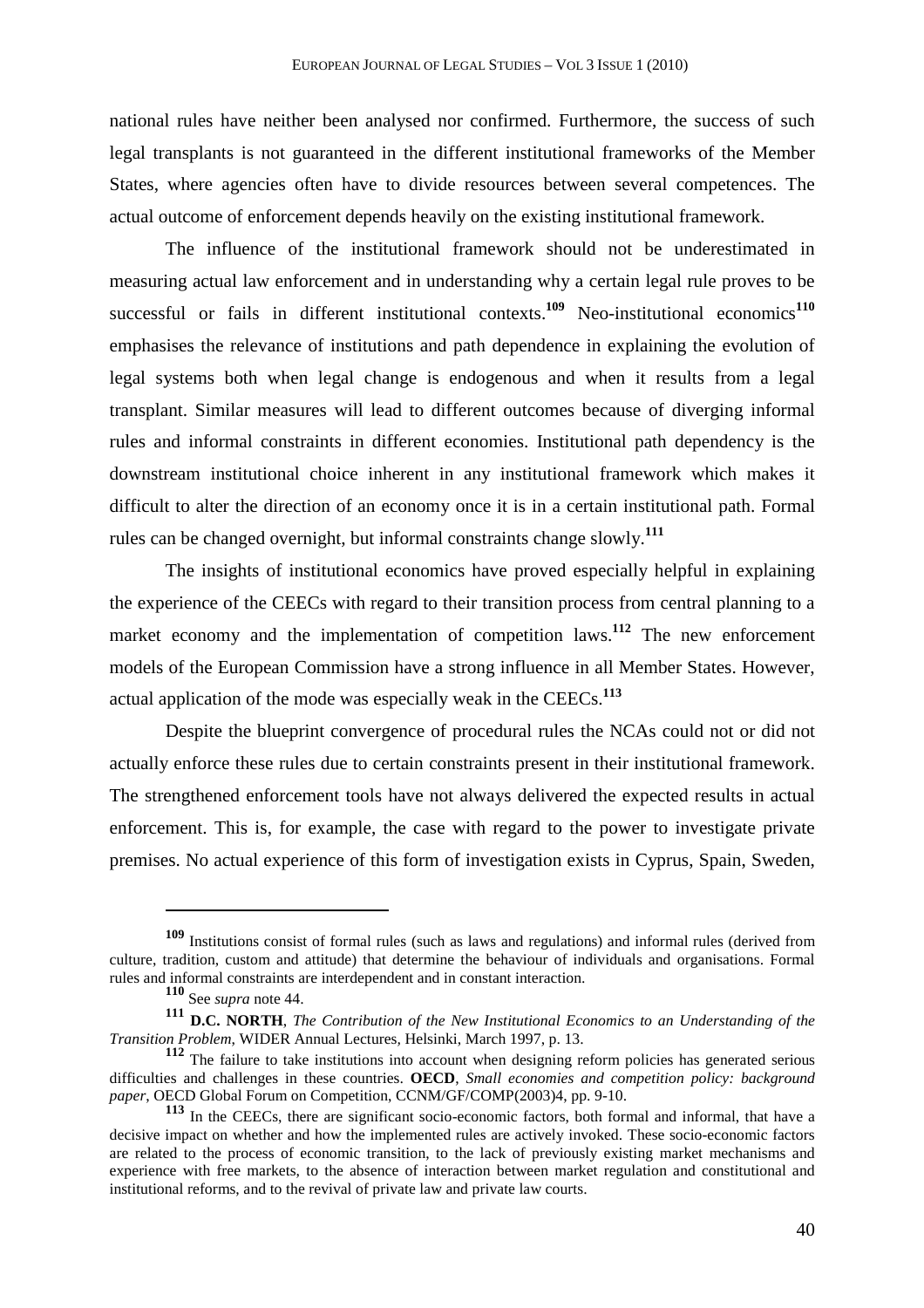national rules have neither been analysed nor confirmed. Furthermore, the success of such legal transplants is not guaranteed in the different institutional frameworks of the Member States, where agencies often have to divide resources between several competences. The actual outcome of enforcement depends heavily on the existing institutional framework.

The influence of the institutional framework should not be underestimated in measuring actual law enforcement and in understanding why a certain legal rule proves to be successful or fails in different institutional contexts.[109] Neo-institutional economics[110] emphasises the relevance of institutions and path dependence in explaining the evolution of legal systems both when legal change is endogenous and when it results from a legal transplant. Similar measures will lead to different outcomes because of diverging informal rules and informal constraints in different economies. Institutional path dependency is the downstream institutional choice inherent in any institutional framework which makes it difficult to alter the direction of an economy once it is in a certain institutional path. Formal rules can be changed overnight, but informal constraints change slowly.[111]

The insights of institutional economics have proved especially helpful in explaining the experience of the CEECs with regard to their transition process from central planning to a market economy and the implementation of competition laws.[112] The new enforcement models of the European Commission have a strong influence in all Member States. However, actual application of the mode was especially weak in the CEECs.[113]

Despite the blueprint convergence of procedural rules the NCAs could not or did not actually enforce these rules due to certain constraints present in their institutional framework. The strengthened enforcement tools have not always delivered the expected results in actual enforcement. This is, for example, the case with regard to the power to investigate private premises. No actual experience of this form of investigation exists in Cyprus, Spain, Sweden,

---

[109] Institutions consist of formal rules (such as laws and regulations) and informal rules (derived from culture, tradition, custom and attitude) that determine the behaviour of individuals and organisations. Formal rules and informal constraints are interdependent and in constant interaction.

[110] See *supra* note 44.

[111] **D.C. NORTH**, *The Contribution of the New Institutional Economics to an Understanding of the Transition Problem*, WIDER Annual Lectures, Helsinki, March 1997, p. 13.

[112] The failure to take institutions into account when designing reform policies has generated serious difficulties and challenges in these countries. **OECD**, *Small economies and competition policy: background paper*, OECD Global Forum on Competition, CCNM/GF/COMP(2003)4, pp. 9-10.

[113] In the CEECs, there are significant socio-economic factors, both formal and informal, that have a decisive impact on whether and how the implemented rules are actively invoked. These socio-economic factors are related to the process of economic transition, to the lack of previously existing market mechanisms and experience with free markets, to the absence of interaction between market regulation and constitutional and institutional reforms, and to the revival of private law and private law courts.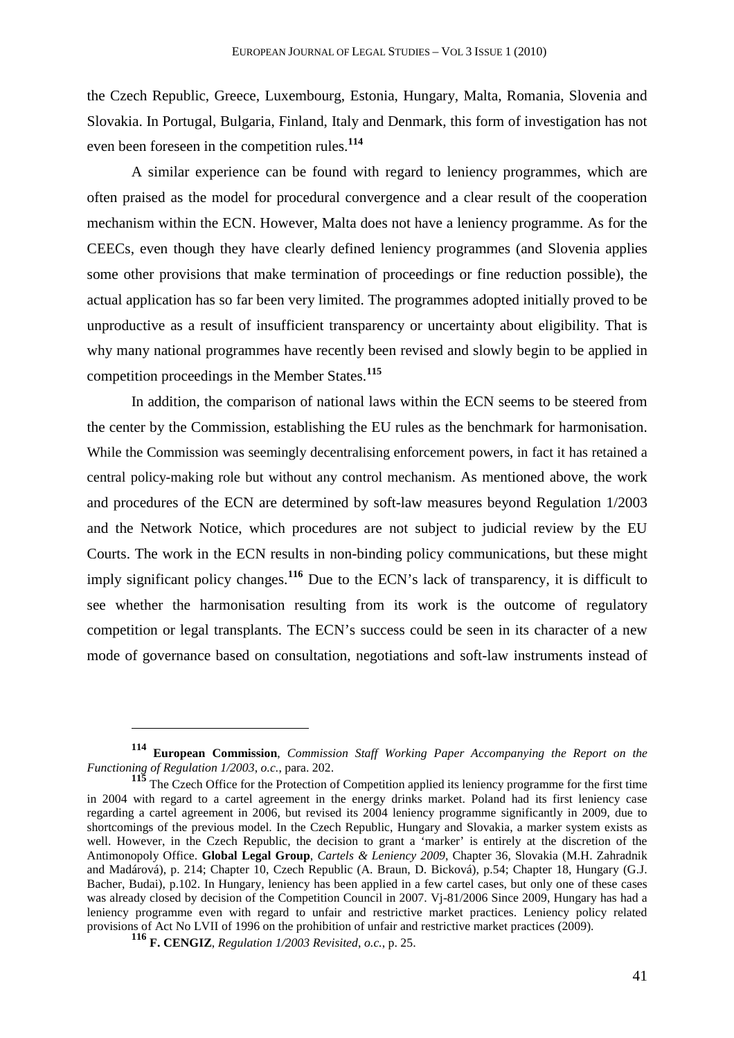the Czech Republic, Greece, Luxembourg, Estonia, Hungary, Malta, Romania, Slovenia and Slovakia. In Portugal, Bulgaria, Finland, Italy and Denmark, this form of investigation has not even been foreseen in the competition rules.[114]

A similar experience can be found with regard to leniency programmes, which are often praised as the model for procedural convergence and a clear result of the cooperation mechanism within the ECN. However, Malta does not have a leniency programme. As for the CEECs, even though they have clearly defined leniency programmes (and Slovenia applies some other provisions that make termination of proceedings or fine reduction possible), the actual application has so far been very limited. The programmes adopted initially proved to be unproductive as a result of insufficient transparency or uncertainty about eligibility. That is why many national programmes have recently been revised and slowly begin to be applied in competition proceedings in the Member States.[115]

In addition, the comparison of national laws within the ECN seems to be steered from the center by the Commission, establishing the EU rules as the benchmark for harmonisation. While the Commission was seemingly decentralising enforcement powers, in fact it has retained a central policy-making role but without any control mechanism. As mentioned above, the work and procedures of the ECN are determined by soft-law measures beyond Regulation 1/2003 and the Network Notice, which procedures are not subject to judicial review by the EU Courts. The work in the ECN results in non-binding policy communications, but these might imply significant policy changes.[116] Due to the ECN's lack of transparency, it is difficult to see whether the harmonisation resulting from its work is the outcome of regulatory competition or legal transplants. The ECN's success could be seen in its character of a new mode of governance based on consultation, negotiations and soft-law instruments instead of

---

[114] **European Commission**, *Commission Staff Working Paper Accompanying the Report on the Functioning of Regulation 1/2003*, *o.c.*, para. 202.

[115] The Czech Office for the Protection of Competition applied its leniency programme for the first time in 2004 with regard to a cartel agreement in the energy drinks market. Poland had its first leniency case regarding a cartel agreement in 2006, but revised its 2004 leniency programme significantly in 2009, due to shortcomings of the previous model. In the Czech Republic, Hungary and Slovakia, a marker system exists as well. However, in the Czech Republic, the decision to grant a 'marker' is entirely at the discretion of the Antimonopoly Office. **Global Legal Group**, *Cartels & Leniency 2009*, Chapter 36, Slovakia (M.H. Zahradnik and Madárová), p. 214; Chapter 10, Czech Republic (A. Braun, D. Bicková), p.54; Chapter 18, Hungary (G.J. Bacher, Budai), p.102. In Hungary, leniency has been applied in a few cartel cases, but only one of these cases was already closed by decision of the Competition Council in 2007. Vj-81/2006 Since 2009, Hungary has had a leniency programme even with regard to unfair and restrictive market practices. Leniency policy related provisions of Act No LVII of 1996 on the prohibition of unfair and restrictive market practices (2009).

[116] **F. CENGIZ**, *Regulation 1/2003 Revisited*, *o.c.*, p. 25.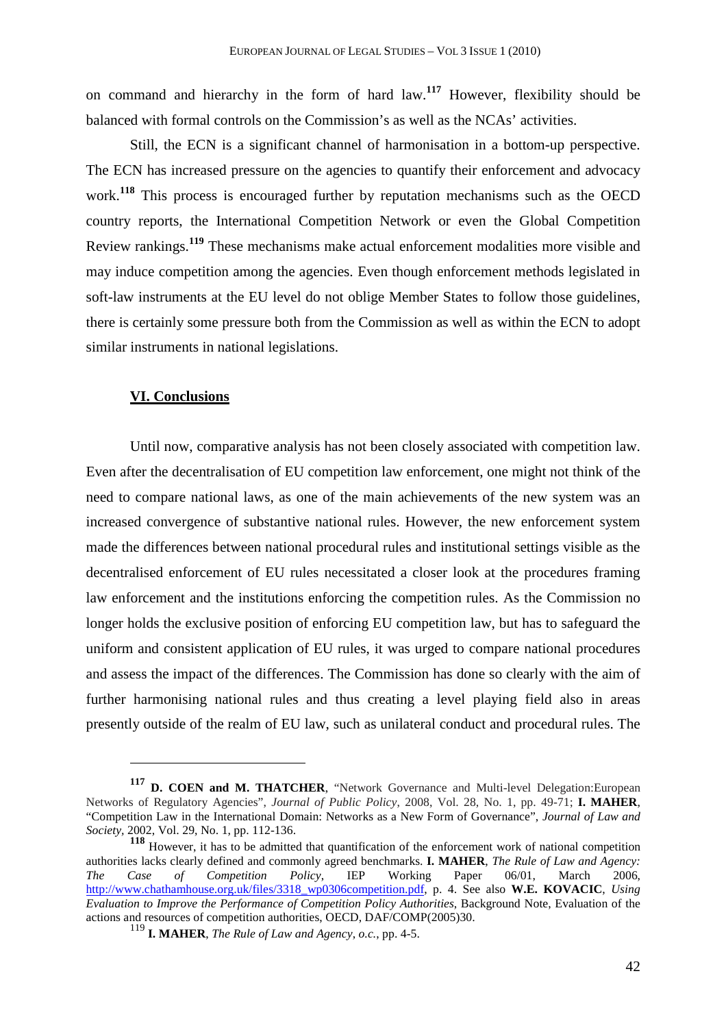on command and hierarchy in the form of hard law.[117] However, flexibility should be balanced with formal controls on the Commission's as well as the NCAs' activities.

Still, the ECN is a significant channel of harmonisation in a bottom-up perspective. The ECN has increased pressure on the agencies to quantify their enforcement and advocacy work.[118] This process is encouraged further by reputation mechanisms such as the OECD country reports, the International Competition Network or even the Global Competition Review rankings.[119] These mechanisms make actual enforcement modalities more visible and may induce competition among the agencies. Even though enforcement methods legislated in soft-law instruments at the EU level do not oblige Member States to follow those guidelines, there is certainly some pressure both from the Commission as well as within the ECN to adopt similar instruments in national legislations.

## VI. Conclusions

Until now, comparative analysis has not been closely associated with competition law. Even after the decentralisation of EU competition law enforcement, one might not think of the need to compare national laws, as one of the main achievements of the new system was an increased convergence of substantive national rules. However, the new enforcement system made the differences between national procedural rules and institutional settings visible as the decentralised enforcement of EU rules necessitated a closer look at the procedures framing law enforcement and the institutions enforcing the competition rules. As the Commission no longer holds the exclusive position of enforcing EU competition law, but has to safeguard the uniform and consistent application of EU rules, it was urged to compare national procedures and assess the impact of the differences. The Commission has done so clearly with the aim of further harmonising national rules and thus creating a level playing field also in areas presently outside of the realm of EU law, such as unilateral conduct and procedural rules. The

---

[117] **D. COEN and M. THATCHER**, "Network Governance and Multi-level Delegation:European Networks of Regulatory Agencies", *Journal of Public Policy*, 2008, Vol. 28, No. 1, pp. 49-71; **I. MAHER**, "Competition Law in the International Domain: Networks as a New Form of Governance", *Journal of Law and Society*, 2002, Vol. 29, No. 1, pp. 112-136.

[118] However, it has to be admitted that quantification of the enforcement work of national competition authorities lacks clearly defined and commonly agreed benchmarks. **I. MAHER**, *The Rule of Law and Agency: The Case of Competition Policy*, IEP Working Paper 06/01, March 2006, http://www.chathamhouse.org.uk/files/3318_wp0306competition.pdf, p. 4. See also **W.E. KOVACIC**, *Using Evaluation to Improve the Performance of Competition Policy Authorities*, Background Note, Evaluation of the actions and resources of competition authorities, OECD, DAF/COMP(2005)30.

[119] **I. MAHER**, *The Rule of Law and Agency*, *o.c.*, pp. 4-5.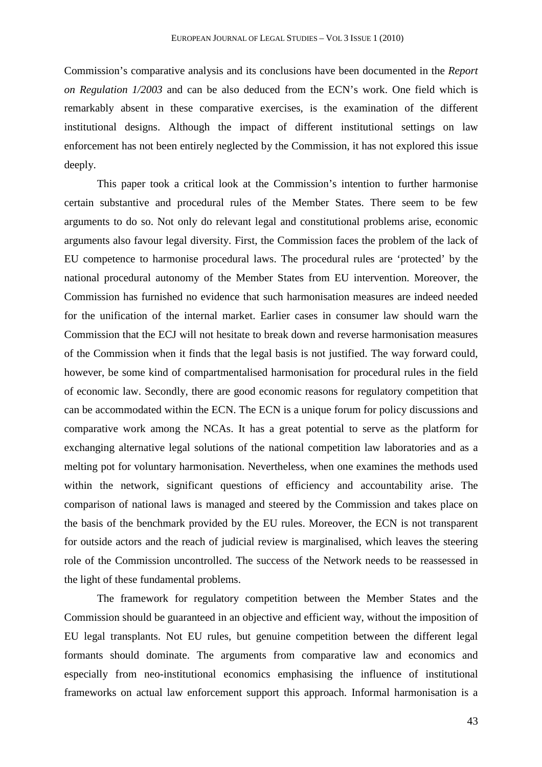Commission's comparative analysis and its conclusions have been documented in the *Report on Regulation 1/2003* and can be also deduced from the ECN's work. One field which is remarkably absent in these comparative exercises, is the examination of the different institutional designs. Although the impact of different institutional settings on law enforcement has not been entirely neglected by the Commission, it has not explored this issue deeply.

This paper took a critical look at the Commission's intention to further harmonise certain substantive and procedural rules of the Member States. There seem to be few arguments to do so. Not only do relevant legal and constitutional problems arise, economic arguments also favour legal diversity. First, the Commission faces the problem of the lack of EU competence to harmonise procedural laws. The procedural rules are 'protected' by the national procedural autonomy of the Member States from EU intervention. Moreover, the Commission has furnished no evidence that such harmonisation measures are indeed needed for the unification of the internal market. Earlier cases in consumer law should warn the Commission that the ECJ will not hesitate to break down and reverse harmonisation measures of the Commission when it finds that the legal basis is not justified. The way forward could, however, be some kind of compartmentalised harmonisation for procedural rules in the field of economic law. Secondly, there are good economic reasons for regulatory competition that can be accommodated within the ECN. The ECN is a unique forum for policy discussions and comparative work among the NCAs. It has a great potential to serve as the platform for exchanging alternative legal solutions of the national competition law laboratories and as a melting pot for voluntary harmonisation. Nevertheless, when one examines the methods used within the network, significant questions of efficiency and accountability arise. The comparison of national laws is managed and steered by the Commission and takes place on the basis of the benchmark provided by the EU rules. Moreover, the ECN is not transparent for outside actors and the reach of judicial review is marginalised, which leaves the steering role of the Commission uncontrolled. The success of the Network needs to be reassessed in the light of these fundamental problems.

The framework for regulatory competition between the Member States and the Commission should be guaranteed in an objective and efficient way, without the imposition of EU legal transplants. Not EU rules, but genuine competition between the different legal formants should dominate. The arguments from comparative law and economics and especially from neo-institutional economics emphasising the influence of institutional frameworks on actual law enforcement support this approach. Informal harmonisation is a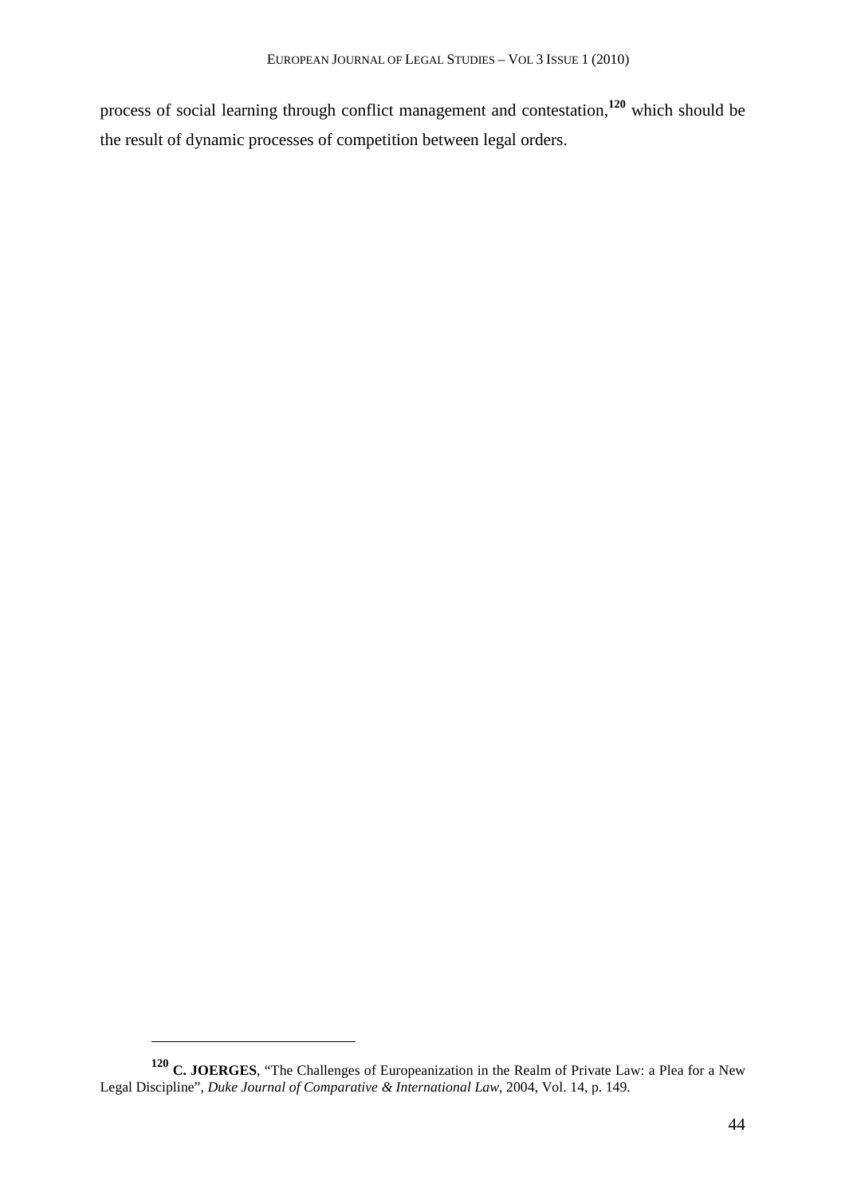process of social learning through conflict management and contestation,[120] which should be the result of dynamic processes of competition between legal orders.

---

[120] **C. JOERGES**, "The Challenges of Europeanization in the Realm of Private Law: a Plea for a New Legal Discipline", *Duke Journal of Comparative & International Law*, 2004, Vol. 14, p. 149.